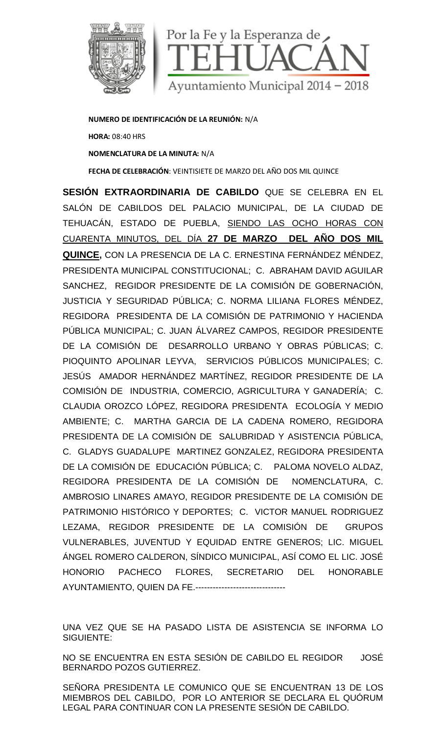Por la Fe y la Esperanza de TEHUACÁN

Ayuntamiento Municipal 2014 – 2018

**NUMERO DE IDENTIFICACIÓN DE LA REUNIÓN:** N/A

**HORA:** 08:40 HRS

**NOMENCLATURA DE LA MINUTA:** N/A

**FECHA DE CELEBRACIÓN**: VEINTISIETE DE MARZO DEL AÑO DOS MIL QUINCE

**SESIÓN EXTRAORDINARIA DE CABILDO** QUE SE CELEBRA EN EL SALÓN DE CABILDOS DEL PALACIO MUNICIPAL, DE LA CIUDAD DE TEHUACÁN, ESTADO DE PUEBLA, SIENDO LAS OCHO HORAS CON CUARENTA MINUTOS, DEL DÍA **27 DE MARZO DEL AÑO DOS MIL QUINCE,** CON LA PRESENCIA DE LA C. ERNESTINA FERNÁNDEZ MÉNDEZ, PRESIDENTA MUNICIPAL CONSTITUCIONAL; C. ABRAHAM DAVID AGUILAR SANCHEZ, REGIDOR PRESIDENTE DE LA COMISIÓN DE GOBERNACIÓN, JUSTICIA Y SEGURIDAD PÚBLICA; C. NORMA LILIANA FLORES MÉNDEZ, REGIDORA PRESIDENTA DE LA COMISIÓN DE PATRIMONIO Y HACIENDA PÚBLICA MUNICIPAL; C. JUAN ÁLVAREZ CAMPOS, REGIDOR PRESIDENTE DE LA COMISIÓN DE DESARROLLO URBANO Y OBRAS PÚBLICAS; C. PIOQUINTO APOLINAR LEYVA, SERVICIOS PÚBLICOS MUNICIPALES; C. JESÚS AMADOR HERNÁNDEZ MARTÍNEZ, REGIDOR PRESIDENTE DE LA COMISIÓN DE INDUSTRIA, COMERCIO, AGRICULTURA Y GANADERÍA; C. CLAUDIA OROZCO LÓPEZ, REGIDORA PRESIDENTA ECOLOGÍA Y MEDIO AMBIENTE; C. MARTHA GARCIA DE LA CADENA ROMERO, REGIDORA PRESIDENTA DE LA COMISIÓN DE SALUBRIDAD Y ASISTENCIA PÚBLICA, C. GLADYS GUADALUPE MARTINEZ GONZALEZ, REGIDORA PRESIDENTA DE LA COMISIÓN DE EDUCACIÓN PÚBLICA; C. PALOMA NOVELO ALDAZ, REGIDORA PRESIDENTA DE LA COMISIÓN DE NOMENCLATURA, C. AMBROSIO LINARES AMAYO, REGIDOR PRESIDENTE DE LA COMISIÓN DE PATRIMONIO HISTÓRICO Y DEPORTES; C. VICTOR MANUEL RODRIGUEZ LEZAMA, REGIDOR PRESIDENTE DE LA COMISIÓN DE GRUPOS VULNERABLES, JUVENTUD Y EQUIDAD ENTRE GENEROS; LIC. MIGUEL ÁNGEL ROMERO CALDERON, SÍNDICO MUNICIPAL, ASÍ COMO EL LIC. JOSÉ HONORIO PACHECO FLORES, SECRETARIO DEL HONORABLE AYUNTAMIENTO, QUIEN DA FE.-------------------------------

UNA VEZ QUE SE HA PASADO LISTA DE ASISTENCIA SE INFORMA LO SIGUIENTE:

NO SE ENCUENTRA EN ESTA SESIÓN DE CABILDO EL REGIDOR JOSÉ BERNARDO POZOS GUTIERREZ.

SEÑORA PRESIDENTA LE COMUNICO QUE SE ENCUENTRAN 13 DE LOS MIEMBROS DEL CABILDO, POR LO ANTERIOR SE DECLARA EL QUÓRUM LEGAL PARA CONTINUAR CON LA PRESENTE SESIÓN DE CABILDO.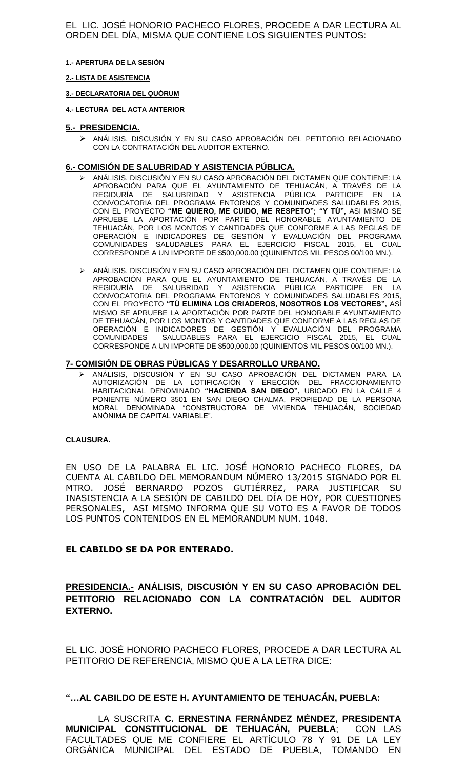EL LIC. JOSÉ HONORIO PACHECO FLORES, PROCEDE A DAR LECTURA AL ORDEN DEL DÍA, MISMA QUE CONTIENE LOS SIGUIENTES PUNTOS:

**1.- APERTURA DE LA SESIÓN**

**2.- LISTA DE ASISTENCIA**

**3.- DECLARATORIA DEL QUÓRUM**

**4.- LECTURA DEL ACTA ANTERIOR**

**5.- PRESIDENCIA.**

- ANÁLISIS, DISCUSIÓN Y EN SU CASO APROBACIÓN DEL PETITORIO RELACIONADO CON LA CONTRATACIÓN DEL AUDITOR EXTERNO.

**6.- COMISIÓN DE SALUBRIDAD Y ASISTENCIA PÚBLICA.**

- ANÁLISIS, DISCUSIÓN Y EN SU CASO APROBACIÓN DEL DICTAMEN QUE CONTIENE: LA APROBACIÓN PARA QUE EL AYUNTAMIENTO DE TEHUACÁN, A TRAVÉS DE LA REGIDURÍA DE SALUBRIDAD Y ASISTENCIA PÚBLICA PARTICIPE EN LA CONVOCATORIA DEL PROGRAMA ENTORNOS Y COMUNIDADES SALUDABLES 2015, CON EL PROYECTO **"ME QUIERO, ME CUIDO, ME RESPETO"; "Y TÚ",** ASI MISMO SE APRUEBE LA APORTACIÓN POR PARTE DEL HONORABLE AYUNTAMIENTO DE TEHUACÁN, POR LOS MONTOS Y CANTIDADES QUE CONFORME A LAS REGLAS DE OPERACIÓN E INDICADORES DE GESTIÓN Y EVALUACIÓN DEL PROGRAMA COMUNIDADES SALUDABLES PARA EL EJERCICIO FISCAL 2015, EL CUAL CORRESPONDE A UN IMPORTE DE $500,000.00 (QUINIENTOS MIL PESOS 00/100 MN.).

- ANÁLISIS, DISCUSIÓN Y EN SU CASO APROBACIÓN DEL DICTAMEN QUE CONTIENE: LA APROBACIÓN PARA QUE EL AYUNTAMIENTO DE TEHUACÁN, A TRAVÉS DE LA REGIDURÍA DE SALUBRIDAD Y ASISTENCIA PÚBLICA PARTICIPE EN LA CONVOCATORIA DEL PROGRAMA ENTORNOS Y COMUNIDADES SALUDABLES 2015, CON EL PROYECTO **"TÚ ELIMINA LOS CRIADEROS, NOSOTROS LOS VECTORES",** ASÍ MISMO SE APRUEBE LA APORTACIÓN POR PARTE DEL HONORABLE AYUNTAMIENTO DE TEHUACÁN, POR LOS MONTOS Y CANTIDADES QUE CONFORME A LAS REGLAS DE OPERACIÓN E INDICADORES DE GESTIÓN Y EVALUACIÓN DEL PROGRAMA COMUNIDADES SALUDABLES PARA EL EJERCICIO FISCAL 2015, EL CUAL CORRESPONDE A UN IMPORTE DE $500,000.00 (QUINIENTOS MIL PESOS 00/100 MN.).

**7- COMISIÓN DE OBRAS PÚBLICAS Y DESARROLLO URBANO.**

- ANÁLISIS, DISCUSIÓN Y EN SU CASO APROBACIÓN DEL DICTAMEN PARA LA AUTORIZACIÓN DE LA LOTIFICACIÓN Y ERECCIÓN DEL FRACCIONAMIENTO HABITACIONAL DENOMINADO **"HACIENDA SAN DIEGO",** UBICADO EN LA CALLE 4 PONIENTE NÚMERO 3501 EN SAN DIEGO CHALMA, PROPIEDAD DE LA PERSONA MORAL DENOMINADA "CONSTRUCTORA DE VIVIENDA TEHUACÁN, SOCIEDAD ANÓNIMA DE CAPITAL VARIABLE".

**CLAUSURA.**

EN USO DE LA PALABRA EL LIC. JOSÉ HONORIO PACHECO FLORES, DA CUENTA AL CABILDO DEL MEMORANDUM NÚMERO 13/2015 SIGNADO POR EL MTRO. JOSÉ BERNARDO POZOS GUTIÉRREZ, PARA JUSTIFICAR SU INASISTENCIA A LA SESIÓN DE CABILDO DEL DÍA DE HOY, POR CUESTIONES PERSONALES, ASI MISMO INFORMA QUE SU VOTO ES A FAVOR DE TODOS LOS PUNTOS CONTENIDOS EN EL MEMORANDUM NUM. 1048.

**EL CABILDO SE DA POR ENTERADO.**

**PRESIDENCIA.- ANÁLISIS, DISCUSIÓN Y EN SU CASO APROBACIÓN DEL PETITORIO RELACIONADO CON LA CONTRATACIÓN DEL AUDITOR EXTERNO.**

EL LIC. JOSÉ HONORIO PACHECO FLORES, PROCEDE A DAR LECTURA AL PETITORIO DE REFERENCIA, MISMO QUE A LA LETRA DICE:

**"…AL CABILDO DE ESTE H. AYUNTAMIENTO DE TEHUACÁN, PUEBLA:**

LA SUSCRITA **C. ERNESTINA FERNÁNDEZ MÉNDEZ, PRESIDENTA MUNICIPAL CONSTITUCIONAL DE TEHUACÁN, PUEBLA**; CON LAS FACULTADES QUE ME CONFIERE EL ARTÍCULO 78 Y 91 DE LA LEY ORGÁNICA MUNICIPAL DEL ESTADO DE PUEBLA, TOMANDO EN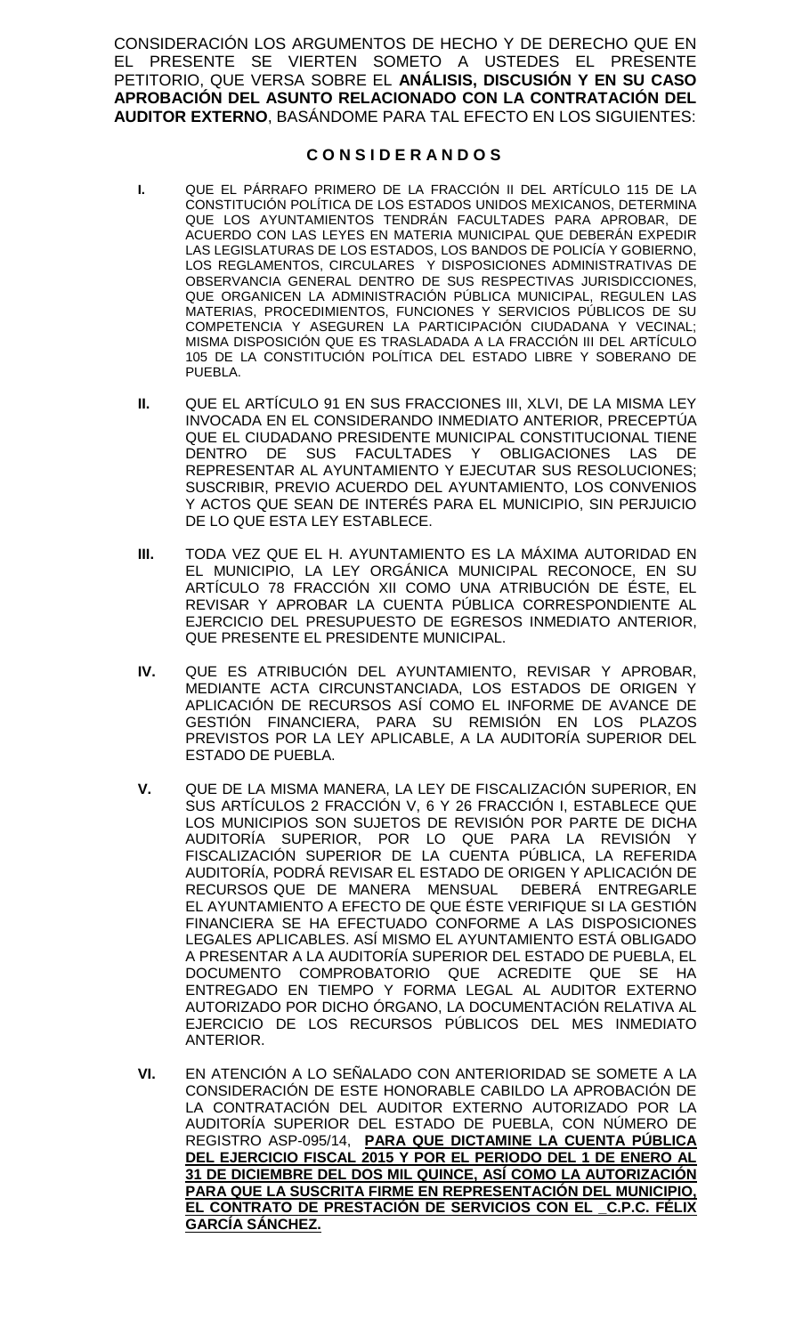CONSIDERACIÓN LOS ARGUMENTOS DE HECHO Y DE DERECHO QUE EN EL PRESENTE SE VIERTEN SOMETO A USTEDES EL PRESENTE PETITORIO, QUE VERSA SOBRE EL **ANÁLISIS, DISCUSIÓN Y EN SU CASO APROBACIÓN DEL ASUNTO RELACIONADO CON LA CONTRATACIÓN DEL AUDITOR EXTERNO**, BASÁNDOME PARA TAL EFECTO EN LOS SIGUIENTES:

## C O N S I D E R A N D O S

**I.** QUE EL PÁRRAFO PRIMERO DE LA FRACCIÓN II DEL ARTÍCULO 115 DE LA CONSTITUCIÓN POLÍTICA DE LOS ESTADOS UNIDOS MEXICANOS, DETERMINA QUE LOS AYUNTAMIENTOS TENDRÁN FACULTADES PARA APROBAR, DE ACUERDO CON LAS LEYES EN MATERIA MUNICIPAL QUE DEBERÁN EXPEDIR LAS LEGISLATURAS DE LOS ESTADOS, LOS BANDOS DE POLICÍA Y GOBIERNO, LOS REGLAMENTOS, CIRCULARES Y DISPOSICIONES ADMINISTRATIVAS DE OBSERVANCIA GENERAL DENTRO DE SUS RESPECTIVAS JURISDICCIONES, QUE ORGANICEN LA ADMINISTRACIÓN PÚBLICA MUNICIPAL, REGULEN LAS MATERIAS, PROCEDIMIENTOS, FUNCIONES Y SERVICIOS PÚBLICOS DE SU COMPETENCIA Y ASEGUREN LA PARTICIPACIÓN CIUDADANA Y VECINAL; MISMA DISPOSICIÓN QUE ES TRASLADADA A LA FRACCIÓN III DEL ARTÍCULO 105 DE LA CONSTITUCIÓN POLÍTICA DEL ESTADO LIBRE Y SOBERANO DE PUEBLA.

**II.** QUE EL ARTÍCULO 91 EN SUS FRACCIONES III, XLVI, DE LA MISMA LEY INVOCADA EN EL CONSIDERANDO INMEDIATO ANTERIOR, PRECEPTÚA QUE EL CIUDADANO PRESIDENTE MUNICIPAL CONSTITUCIONAL TIENE DENTRO DE SUS FACULTADES Y OBLIGACIONES LAS DE REPRESENTAR AL AYUNTAMIENTO Y EJECUTAR SUS RESOLUCIONES; SUSCRIBIR, PREVIO ACUERDO DEL AYUNTAMIENTO, LOS CONVENIOS Y ACTOS QUE SEAN DE INTERÉS PARA EL MUNICIPIO, SIN PERJUICIO DE LO QUE ESTA LEY ESTABLECE.

**III.** TODA VEZ QUE EL H. AYUNTAMIENTO ES LA MÁXIMA AUTORIDAD EN EL MUNICIPIO, LA LEY ORGÁNICA MUNICIPAL RECONOCE, EN SU ARTÍCULO 78 FRACCIÓN XII COMO UNA ATRIBUCIÓN DE ÉSTE, EL REVISAR Y APROBAR LA CUENTA PÚBLICA CORRESPONDIENTE AL EJERCICIO DEL PRESUPUESTO DE EGRESOS INMEDIATO ANTERIOR, QUE PRESENTE EL PRESIDENTE MUNICIPAL.

**IV.** QUE ES ATRIBUCIÓN DEL AYUNTAMIENTO, REVISAR Y APROBAR, MEDIANTE ACTA CIRCUNSTANCIADA, LOS ESTADOS DE ORIGEN Y APLICACIÓN DE RECURSOS ASÍ COMO EL INFORME DE AVANCE DE GESTIÓN FINANCIERA, PARA SU REMISIÓN EN LOS PLAZOS PREVISTOS POR LA LEY APLICABLE, A LA AUDITORÍA SUPERIOR DEL ESTADO DE PUEBLA.

**V.** QUE DE LA MISMA MANERA, LA LEY DE FISCALIZACIÓN SUPERIOR, EN SUS ARTÍCULOS 2 FRACCIÓN V, 6 Y 26 FRACCIÓN I, ESTABLECE QUE LOS MUNICIPIOS SON SUJETOS DE REVISIÓN POR PARTE DE DICHA AUDITORÍA SUPERIOR, POR LO QUE PARA LA REVISIÓN Y FISCALIZACIÓN SUPERIOR DE LA CUENTA PÚBLICA, LA REFERIDA AUDITORÍA, PODRÁ REVISAR EL ESTADO DE ORIGEN Y APLICACIÓN DE RECURSOS QUE DE MANERA MENSUAL DEBERÁ ENTREGARLE EL AYUNTAMIENTO A EFECTO DE QUE ÉSTE VERIFIQUE SI LA GESTIÓN FINANCIERA SE HA EFECTUADO CONFORME A LAS DISPOSICIONES LEGALES APLICABLES. ASÍ MISMO EL AYUNTAMIENTO ESTÁ OBLIGADO A PRESENTAR A LA AUDITORÍA SUPERIOR DEL ESTADO DE PUEBLA, EL DOCUMENTO COMPROBATORIO QUE ACREDITE QUE SE HA ENTREGADO EN TIEMPO Y FORMA LEGAL AL AUDITOR EXTERNO AUTORIZADO POR DICHO ÓRGANO, LA DOCUMENTACIÓN RELATIVA AL EJERCICIO DE LOS RECURSOS PÚBLICOS DEL MES INMEDIATO ANTERIOR.

**VI.** EN ATENCIÓN A LO SEÑALADO CON ANTERIORIDAD SE SOMETE A LA CONSIDERACIÓN DE ESTE HONORABLE CABILDO LA APROBACIÓN DE LA CONTRATACIÓN DEL AUDITOR EXTERNO AUTORIZADO POR LA AUDITORÍA SUPERIOR DEL ESTADO DE PUEBLA, CON NÚMERO DE REGISTRO ASP-095/14, **PARA QUE DICTAMINE LA CUENTA PÚBLICA DEL EJERCICIO FISCAL 2015 Y POR EL PERIODO DEL 1 DE ENERO AL 31 DE DICIEMBRE DEL DOS MIL QUINCE, ASÍ COMO LA AUTORIZACIÓN PARA QUE LA SUSCRITA FIRME EN REPRESENTACIÓN DEL MUNICIPIO, EL CONTRATO DE PRESTACIÓN DE SERVICIOS CON EL _C.P.C. FÉLIX GARCÍA SÁNCHEZ.**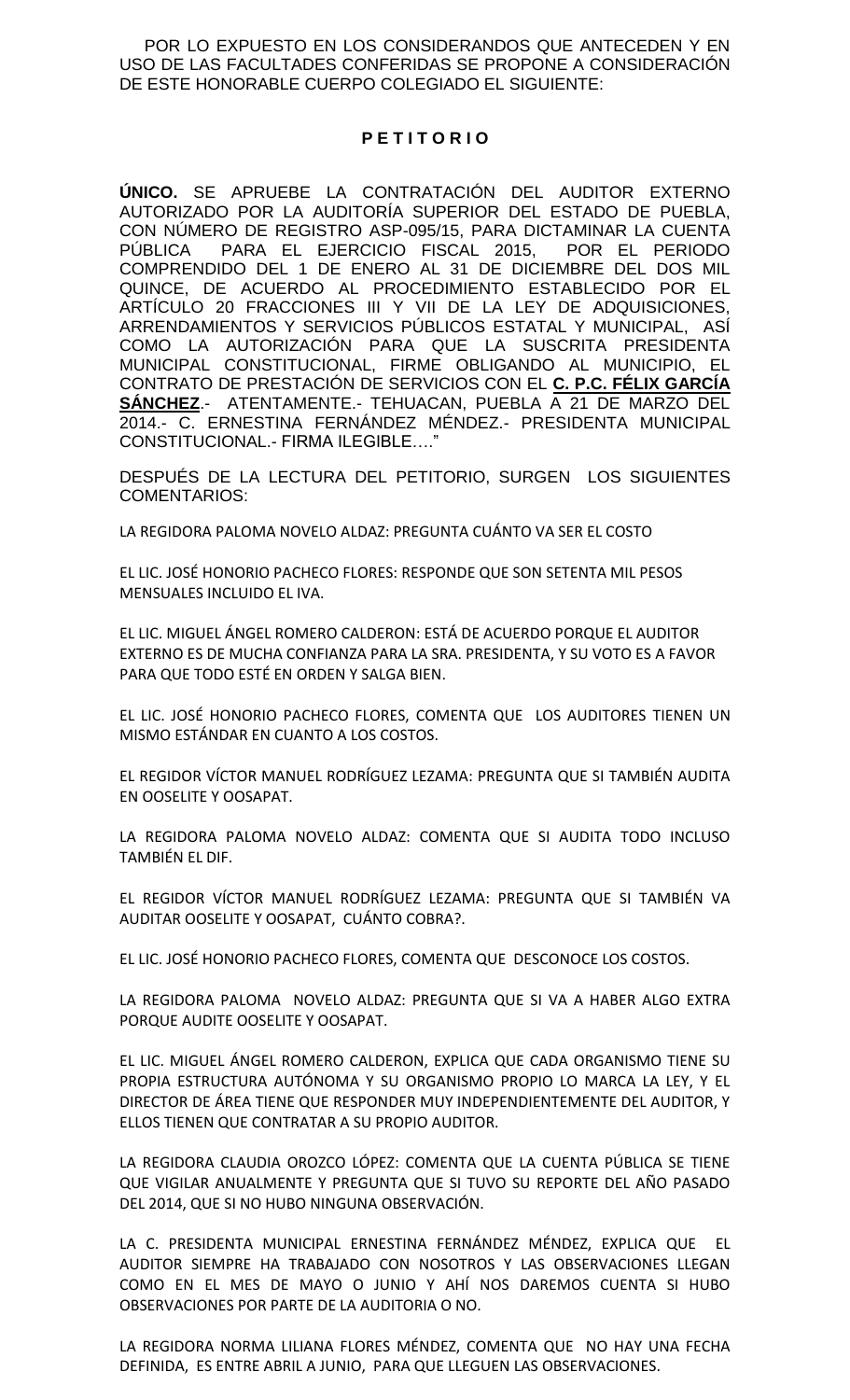POR LO EXPUESTO EN LOS CONSIDERANDOS QUE ANTECEDEN Y EN USO DE LAS FACULTADES CONFERIDAS SE PROPONE A CONSIDERACIÓN DE ESTE HONORABLE CUERPO COLEGIADO EL SIGUIENTE:

**P E T I T O R I O**

**ÚNICO.** SE APRUEBE LA CONTRATACIÓN DEL AUDITOR EXTERNO AUTORIZADO POR LA AUDITORÍA SUPERIOR DEL ESTADO DE PUEBLA, CON NÚMERO DE REGISTRO ASP-095/15, PARA DICTAMINAR LA CUENTA PÚBLICA PARA EL EJERCICIO FISCAL 2015, POR EL PERIODO COMPRENDIDO DEL 1 DE ENERO AL 31 DE DICIEMBRE DEL DOS MIL QUINCE, DE ACUERDO AL PROCEDIMIENTO ESTABLECIDO POR EL ARTÍCULO 20 FRACCIONES III Y VII DE LA LEY DE ADQUISICIONES, ARRENDAMIENTOS Y SERVICIOS PÚBLICOS ESTATAL Y MUNICIPAL, ASÍ COMO LA AUTORIZACIÓN PARA QUE LA SUSCRITA PRESIDENTA MUNICIPAL CONSTITUCIONAL, FIRME OBLIGANDO AL MUNICIPIO, EL CONTRATO DE PRESTACIÓN DE SERVICIOS CON EL **C. P.C. FÉLIX GARCÍA SÁNCHEZ**.- ATENTAMENTE.- TEHUACAN, PUEBLA A 21 DE MARZO DEL 2014.- C. ERNESTINA FERNÁNDEZ MÉNDEZ.- PRESIDENTA MUNICIPAL CONSTITUCIONAL.- FIRMA ILEGIBLE…."

DESPUÉS DE LA LECTURA DEL PETITORIO, SURGEN LOS SIGUIENTES COMENTARIOS:

LA REGIDORA PALOMA NOVELO ALDAZ: PREGUNTA CUÁNTO VA SER EL COSTO

EL LIC. JOSÉ HONORIO PACHECO FLORES: RESPONDE QUE SON SETENTA MIL PESOS MENSUALES INCLUIDO EL IVA.

EL LIC. MIGUEL ÁNGEL ROMERO CALDERON: ESTÁ DE ACUERDO PORQUE EL AUDITOR EXTERNO ES DE MUCHA CONFIANZA PARA LA SRA. PRESIDENTA, Y SU VOTO ES A FAVOR PARA QUE TODO ESTÉ EN ORDEN Y SALGA BIEN.

EL LIC. JOSÉ HONORIO PACHECO FLORES, COMENTA QUE LOS AUDITORES TIENEN UN MISMO ESTÁNDAR EN CUANTO A LOS COSTOS.

EL REGIDOR VÍCTOR MANUEL RODRÍGUEZ LEZAMA: PREGUNTA QUE SI TAMBIÉN AUDITA EN OOSELITE Y OOSAPAT.

LA REGIDORA PALOMA NOVELO ALDAZ: COMENTA QUE SI AUDITA TODO INCLUSO TAMBIÉN EL DIF.

EL REGIDOR VÍCTOR MANUEL RODRÍGUEZ LEZAMA: PREGUNTA QUE SI TAMBIÉN VA AUDITAR OOSELITE Y OOSAPAT, CUÁNTO COBRA?.

EL LIC. JOSÉ HONORIO PACHECO FLORES, COMENTA QUE DESCONOCE LOS COSTOS.

LA REGIDORA PALOMA NOVELO ALDAZ: PREGUNTA QUE SI VA A HABER ALGO EXTRA PORQUE AUDITE OOSELITE Y OOSAPAT.

EL LIC. MIGUEL ÁNGEL ROMERO CALDERON, EXPLICA QUE CADA ORGANISMO TIENE SU PROPIA ESTRUCTURA AUTÓNOMA Y SU ORGANISMO PROPIO LO MARCA LA LEY, Y EL DIRECTOR DE ÁREA TIENE QUE RESPONDER MUY INDEPENDIENTEMENTE DEL AUDITOR, Y ELLOS TIENEN QUE CONTRATAR A SU PROPIO AUDITOR.

LA REGIDORA CLAUDIA OROZCO LÓPEZ: COMENTA QUE LA CUENTA PÚBLICA SE TIENE QUE VIGILAR ANUALMENTE Y PREGUNTA QUE SI TUVO SU REPORTE DEL AÑO PASADO DEL 2014, QUE SI NO HUBO NINGUNA OBSERVACIÓN.

LA C. PRESIDENTA MUNICIPAL ERNESTINA FERNÁNDEZ MÉNDEZ, EXPLICA QUE EL AUDITOR SIEMPRE HA TRABAJADO CON NOSOTROS Y LAS OBSERVACIONES LLEGAN COMO EN EL MES DE MAYO O JUNIO Y AHÍ NOS DAREMOS CUENTA SI HUBO OBSERVACIONES POR PARTE DE LA AUDITORIA O NO.

LA REGIDORA NORMA LILIANA FLORES MÉNDEZ, COMENTA QUE NO HAY UNA FECHA DEFINIDA, ES ENTRE ABRIL A JUNIO, PARA QUE LLEGUEN LAS OBSERVACIONES.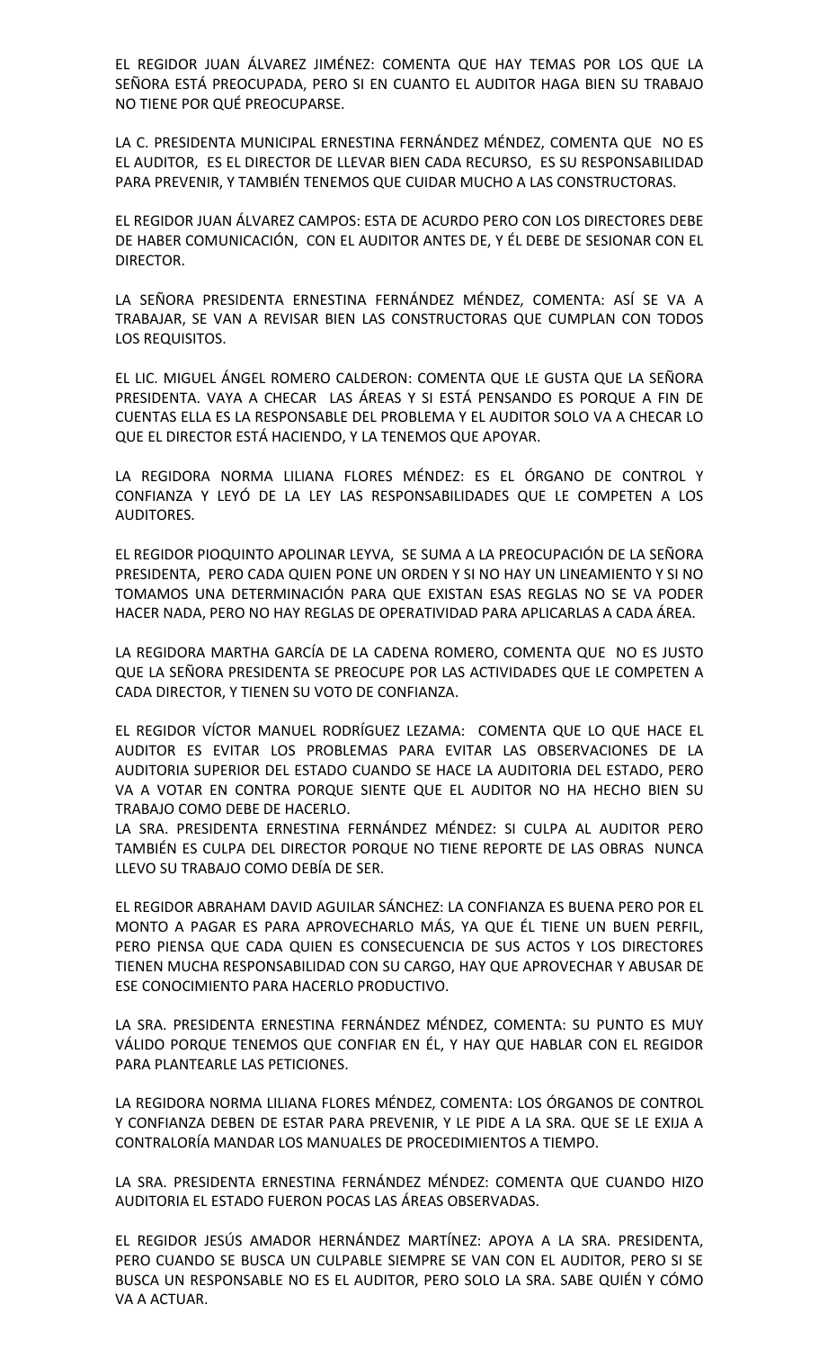EL REGIDOR JUAN ÁLVAREZ JIMÉNEZ: COMENTA QUE HAY TEMAS POR LOS QUE LA SEÑORA ESTÁ PREOCUPADA, PERO SI EN CUANTO EL AUDITOR HAGA BIEN SU TRABAJO NO TIENE POR QUÉ PREOCUPARSE.

LA C. PRESIDENTA MUNICIPAL ERNESTINA FERNÁNDEZ MÉNDEZ, COMENTA QUE NO ES EL AUDITOR, ES EL DIRECTOR DE LLEVAR BIEN CADA RECURSO, ES SU RESPONSABILIDAD PARA PREVENIR, Y TAMBIÉN TENEMOS QUE CUIDAR MUCHO A LAS CONSTRUCTORAS.

EL REGIDOR JUAN ÁLVAREZ CAMPOS: ESTA DE ACURDO PERO CON LOS DIRECTORES DEBE DE HABER COMUNICACIÓN, CON EL AUDITOR ANTES DE, Y ÉL DEBE DE SESIONAR CON EL DIRECTOR.

LA SEÑORA PRESIDENTA ERNESTINA FERNÁNDEZ MÉNDEZ, COMENTA: ASÍ SE VA A TRABAJAR, SE VAN A REVISAR BIEN LAS CONSTRUCTORAS QUE CUMPLAN CON TODOS LOS REQUISITOS.

EL LIC. MIGUEL ÁNGEL ROMERO CALDERON: COMENTA QUE LE GUSTA QUE LA SEÑORA PRESIDENTA. VAYA A CHECAR LAS ÁREAS Y SI ESTÁ PENSANDO ES PORQUE A FIN DE CUENTAS ELLA ES LA RESPONSABLE DEL PROBLEMA Y EL AUDITOR SOLO VA A CHECAR LO QUE EL DIRECTOR ESTÁ HACIENDO, Y LA TENEMOS QUE APOYAR.

LA REGIDORA NORMA LILIANA FLORES MÉNDEZ: ES EL ÓRGANO DE CONTROL Y CONFIANZA Y LEYÓ DE LA LEY LAS RESPONSABILIDADES QUE LE COMPETEN A LOS AUDITORES.

EL REGIDOR PIOQUINTO APOLINAR LEYVA, SE SUMA A LA PREOCUPACIÓN DE LA SEÑORA PRESIDENTA, PERO CADA QUIEN PONE UN ORDEN Y SI NO HAY UN LINEAMIENTO Y SI NO TOMAMOS UNA DETERMINACIÓN PARA QUE EXISTAN ESAS REGLAS NO SE VA PODER HACER NADA, PERO NO HAY REGLAS DE OPERATIVIDAD PARA APLICARLAS A CADA ÁREA.

LA REGIDORA MARTHA GARCÍA DE LA CADENA ROMERO, COMENTA QUE NO ES JUSTO QUE LA SEÑORA PRESIDENTA SE PREOCUPE POR LAS ACTIVIDADES QUE LE COMPETEN A CADA DIRECTOR, Y TIENEN SU VOTO DE CONFIANZA.

EL REGIDOR VÍCTOR MANUEL RODRÍGUEZ LEZAMA: COMENTA QUE LO QUE HACE EL AUDITOR ES EVITAR LOS PROBLEMAS PARA EVITAR LAS OBSERVACIONES DE LA AUDITORIA SUPERIOR DEL ESTADO CUANDO SE HACE LA AUDITORIA DEL ESTADO, PERO VA A VOTAR EN CONTRA PORQUE SIENTE QUE EL AUDITOR NO HA HECHO BIEN SU TRABAJO COMO DEBE DE HACERLO.

LA SRA. PRESIDENTA ERNESTINA FERNÁNDEZ MÉNDEZ: SI CULPA AL AUDITOR PERO TAMBIÉN ES CULPA DEL DIRECTOR PORQUE NO TIENE REPORTE DE LAS OBRAS NUNCA LLEVO SU TRABAJO COMO DEBÍA DE SER.

EL REGIDOR ABRAHAM DAVID AGUILAR SÁNCHEZ: LA CONFIANZA ES BUENA PERO POR EL MONTO A PAGAR ES PARA APROVECHARLO MÁS, YA QUE ÉL TIENE UN BUEN PERFIL, PERO PIENSA QUE CADA QUIEN ES CONSECUENCIA DE SUS ACTOS Y LOS DIRECTORES TIENEN MUCHA RESPONSABILIDAD CON SU CARGO, HAY QUE APROVECHAR Y ABUSAR DE ESE CONOCIMIENTO PARA HACERLO PRODUCTIVO.

LA SRA. PRESIDENTA ERNESTINA FERNÁNDEZ MÉNDEZ, COMENTA: SU PUNTO ES MUY VÁLIDO PORQUE TENEMOS QUE CONFIAR EN ÉL, Y HAY QUE HABLAR CON EL REGIDOR PARA PLANTEARLE LAS PETICIONES.

LA REGIDORA NORMA LILIANA FLORES MÉNDEZ, COMENTA: LOS ÓRGANOS DE CONTROL Y CONFIANZA DEBEN DE ESTAR PARA PREVENIR, Y LE PIDE A LA SRA. QUE SE LE EXIJA A CONTRALORÍA MANDAR LOS MANUALES DE PROCEDIMIENTOS A TIEMPO.

LA SRA. PRESIDENTA ERNESTINA FERNÁNDEZ MÉNDEZ: COMENTA QUE CUANDO HIZO AUDITORIA EL ESTADO FUERON POCAS LAS ÁREAS OBSERVADAS.

EL REGIDOR JESÚS AMADOR HERNÁNDEZ MARTÍNEZ: APOYA A LA SRA. PRESIDENTA, PERO CUANDO SE BUSCA UN CULPABLE SIEMPRE SE VAN CON EL AUDITOR, PERO SI SE BUSCA UN RESPONSABLE NO ES EL AUDITOR, PERO SOLO LA SRA. SABE QUIÉN Y CÓMO VA A ACTUAR.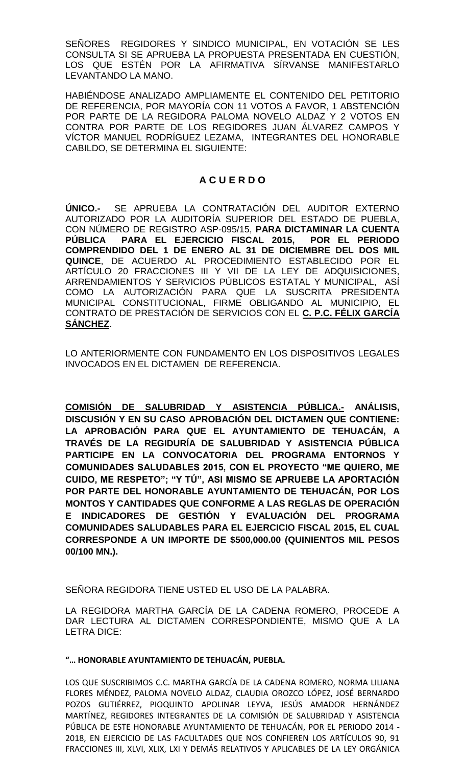SEÑORES REGIDORES Y SINDICO MUNICIPAL, EN VOTACIÓN SE LES CONSULTA SI SE APRUEBA LA PROPUESTA PRESENTADA EN CUESTIÓN, LOS QUE ESTÉN POR LA AFIRMATIVA SÍRVANSE MANIFESTARLO LEVANTANDO LA MANO.

HABIÉNDOSE ANALIZADO AMPLIAMENTE EL CONTENIDO DEL PETITORIO DE REFERENCIA, POR MAYORÍA CON 11 VOTOS A FAVOR, 1 ABSTENCIÓN POR PARTE DE LA REGIDORA PALOMA NOVELO ALDAZ Y 2 VOTOS EN CONTRA POR PARTE DE LOS REGIDORES JUAN ÁLVAREZ CAMPOS Y VÍCTOR MANUEL RODRÍGUEZ LEZAMA, INTEGRANTES DEL HONORABLE CABILDO, SE DETERMINA EL SIGUIENTE:

## A C U E R D O

**ÚNICO.-** SE APRUEBA LA CONTRATACIÓN DEL AUDITOR EXTERNO AUTORIZADO POR LA AUDITORÍA SUPERIOR DEL ESTADO DE PUEBLA, CON NÚMERO DE REGISTRO ASP-095/15, **PARA DICTAMINAR LA CUENTA PÚBLICA PARA EL EJERCICIO FISCAL 2015, POR EL PERIODO COMPRENDIDO DEL 1 DE ENERO AL 31 DE DICIEMBRE DEL DOS MIL QUINCE**, DE ACUERDO AL PROCEDIMIENTO ESTABLECIDO POR EL ARTÍCULO 20 FRACCIONES III Y VII DE LA LEY DE ADQUISICIONES, ARRENDAMIENTOS Y SERVICIOS PÚBLICOS ESTATAL Y MUNICIPAL, ASÍ COMO LA AUTORIZACIÓN PARA QUE LA SUSCRITA PRESIDENTA MUNICIPAL CONSTITUCIONAL, FIRME OBLIGANDO AL MUNICIPIO, EL CONTRATO DE PRESTACIÓN DE SERVICIOS CON EL **C. P.C. FÉLIX GARCÍA SÁNCHEZ**.

LO ANTERIORMENTE CON FUNDAMENTO EN LOS DISPOSITIVOS LEGALES INVOCADOS EN EL DICTAMEN DE REFERENCIA.

**COMISIÓN DE SALUBRIDAD Y ASISTENCIA PÚBLICA.- ANÁLISIS, DISCUSIÓN Y EN SU CASO APROBACIÓN DEL DICTAMEN QUE CONTIENE: LA APROBACIÓN PARA QUE EL AYUNTAMIENTO DE TEHUACÁN, A TRAVÉS DE LA REGIDURÍA DE SALUBRIDAD Y ASISTENCIA PÚBLICA PARTICIPE EN LA CONVOCATORIA DEL PROGRAMA ENTORNOS Y COMUNIDADES SALUDABLES 2015, CON EL PROYECTO "ME QUIERO, ME CUIDO, ME RESPETO"; "Y TÚ", ASI MISMO SE APRUEBE LA APORTACIÓN POR PARTE DEL HONORABLE AYUNTAMIENTO DE TEHUACÁN, POR LOS MONTOS Y CANTIDADES QUE CONFORME A LAS REGLAS DE OPERACIÓN E INDICADORES DE GESTIÓN Y EVALUACIÓN DEL PROGRAMA COMUNIDADES SALUDABLES PARA EL EJERCICIO FISCAL 2015, EL CUAL CORRESPONDE A UN IMPORTE DE $500,000.00 (QUINIENTOS MIL PESOS 00/100 MN.).**

SEÑORA REGIDORA TIENE USTED EL USO DE LA PALABRA.

LA REGIDORA MARTHA GARCÍA DE LA CADENA ROMERO, PROCEDE A DAR LECTURA AL DICTAMEN CORRESPONDIENTE, MISMO QUE A LA LETRA DICE:

**"… HONORABLE AYUNTAMIENTO DE TEHUACÁN, PUEBLA.**

LOS QUE SUSCRIBIMOS C.C. MARTHA GARCÍA DE LA CADENA ROMERO, NORMA LILIANA FLORES MÉNDEZ, PALOMA NOVELO ALDAZ, CLAUDIA OROZCO LÓPEZ, JOSÉ BERNARDO POZOS GUTIÉRREZ, PIOQUINTO APOLINAR LEYVA, JESÚS AMADOR HERNÁNDEZ MARTÍNEZ, REGIDORES INTEGRANTES DE LA COMISIÓN DE SALUBRIDAD Y ASISTENCIA PÚBLICA DE ESTE HONORABLE AYUNTAMIENTO DE TEHUACÁN, POR EL PERIODO 2014 - 2018, EN EJERCICIO DE LAS FACULTADES QUE NOS CONFIEREN LOS ARTÍCULOS 90, 91 FRACCIONES III, XLVI, XLIX, LXI Y DEMÁS RELATIVOS Y APLICABLES DE LA LEY ORGÁNICA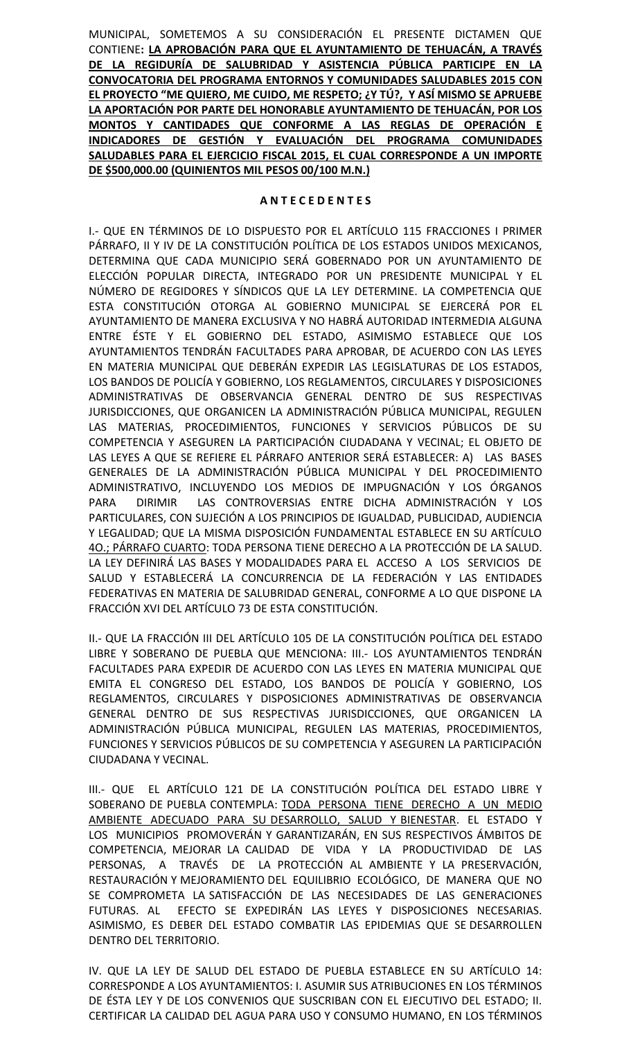MUNICIPAL, SOMETEMOS A SU CONSIDERACIÓN EL PRESENTE DICTAMEN QUE CONTIENE**: LA APROBACIÓN PARA QUE EL AYUNTAMIENTO DE TEHUACÁN, A TRAVÉS DE LA REGIDURÍA DE SALUBRIDAD Y ASISTENCIA PÚBLICA PARTICIPE EN LA CONVOCATORIA DEL PROGRAMA ENTORNOS Y COMUNIDADES SALUDABLES 2015 CON EL PROYECTO "ME QUIERO, ME CUIDO, ME RESPETO; ¿Y TÚ?, Y ASÍ MISMO SE APRUEBE LA APORTACIÓN POR PARTE DEL HONORABLE AYUNTAMIENTO DE TEHUACÁN, POR LOS MONTOS Y CANTIDADES QUE CONFORME A LAS REGLAS DE OPERACIÓN E INDICADORES DE GESTIÓN Y EVALUACIÓN DEL PROGRAMA COMUNIDADES SALUDABLES PARA EL EJERCICIO FISCAL 2015, EL CUAL CORRESPONDE A UN IMPORTE DE $500,000.00 (QUINIENTOS MIL PESOS 00/100 M.N.)**

**A N T E C E D E N T E S**

I.- QUE EN TÉRMINOS DE LO DISPUESTO POR EL ARTÍCULO 115 FRACCIONES I PRIMER PÁRRAFO, II Y IV DE LA CONSTITUCIÓN POLÍTICA DE LOS ESTADOS UNIDOS MEXICANOS, DETERMINA QUE CADA MUNICIPIO SERÁ GOBERNADO POR UN AYUNTAMIENTO DE ELECCIÓN POPULAR DIRECTA, INTEGRADO POR UN PRESIDENTE MUNICIPAL Y EL NÚMERO DE REGIDORES Y SÍNDICOS QUE LA LEY DETERMINE. LA COMPETENCIA QUE ESTA CONSTITUCIÓN OTORGA AL GOBIERNO MUNICIPAL SE EJERCERÁ POR EL AYUNTAMIENTO DE MANERA EXCLUSIVA Y NO HABRÁ AUTORIDAD INTERMEDIA ALGUNA ENTRE ÉSTE Y EL GOBIERNO DEL ESTADO, ASIMISMO ESTABLECE QUE LOS AYUNTAMIENTOS TENDRÁN FACULTADES PARA APROBAR, DE ACUERDO CON LAS LEYES EN MATERIA MUNICIPAL QUE DEBERÁN EXPEDIR LAS LEGISLATURAS DE LOS ESTADOS, LOS BANDOS DE POLICÍA Y GOBIERNO, LOS REGLAMENTOS, CIRCULARES Y DISPOSICIONES ADMINISTRATIVAS DE OBSERVANCIA GENERAL DENTRO DE SUS RESPECTIVAS JURISDICCIONES, QUE ORGANICEN LA ADMINISTRACIÓN PÚBLICA MUNICIPAL, REGULEN LAS MATERIAS, PROCEDIMIENTOS, FUNCIONES Y SERVICIOS PÚBLICOS DE SU COMPETENCIA Y ASEGUREN LA PARTICIPACIÓN CIUDADANA Y VECINAL; EL OBJETO DE LAS LEYES A QUE SE REFIERE EL PÁRRAFO ANTERIOR SERÁ ESTABLECER: A) LAS BASES GENERALES DE LA ADMINISTRACIÓN PÚBLICA MUNICIPAL Y DEL PROCEDIMIENTO ADMINISTRATIVO, INCLUYENDO LOS MEDIOS DE IMPUGNACIÓN Y LOS ÓRGANOS PARA DIRIMIR LAS CONTROVERSIAS ENTRE DICHA ADMINISTRACIÓN Y LOS PARTICULARES, CON SUJECIÓN A LOS PRINCIPIOS DE IGUALDAD, PUBLICIDAD, AUDIENCIA Y LEGALIDAD; QUE LA MISMA DISPOSICIÓN FUNDAMENTAL ESTABLECE EN SU ARTÍCULO 4O.; PÁRRAFO CUARTO: TODA PERSONA TIENE DERECHO A LA PROTECCIÓN DE LA SALUD. LA LEY DEFINIRÁ LAS BASES Y MODALIDADES PARA EL ACCESO A LOS SERVICIOS DE SALUD Y ESTABLECERÁ LA CONCURRENCIA DE LA FEDERACIÓN Y LAS ENTIDADES FEDERATIVAS EN MATERIA DE SALUBRIDAD GENERAL, CONFORME A LO QUE DISPONE LA FRACCIÓN XVI DEL ARTÍCULO 73 DE ESTA CONSTITUCIÓN.

II.- QUE LA FRACCIÓN III DEL ARTÍCULO 105 DE LA CONSTITUCIÓN POLÍTICA DEL ESTADO LIBRE Y SOBERANO DE PUEBLA QUE MENCIONA: III.- LOS AYUNTAMIENTOS TENDRÁN FACULTADES PARA EXPEDIR DE ACUERDO CON LAS LEYES EN MATERIA MUNICIPAL QUE EMITA EL CONGRESO DEL ESTADO, LOS BANDOS DE POLICÍA Y GOBIERNO, LOS REGLAMENTOS, CIRCULARES Y DISPOSICIONES ADMINISTRATIVAS DE OBSERVANCIA GENERAL DENTRO DE SUS RESPECTIVAS JURISDICCIONES, QUE ORGANICEN LA ADMINISTRACIÓN PÚBLICA MUNICIPAL, REGULEN LAS MATERIAS, PROCEDIMIENTOS, FUNCIONES Y SERVICIOS PÚBLICOS DE SU COMPETENCIA Y ASEGUREN LA PARTICIPACIÓN CIUDADANA Y VECINAL.

III.- QUE EL ARTÍCULO 121 DE LA CONSTITUCIÓN POLÍTICA DEL ESTADO LIBRE Y SOBERANO DE PUEBLA CONTEMPLA: TODA PERSONA TIENE DERECHO A UN MEDIO AMBIENTE ADECUADO PARA SU DESARROLLO, SALUD Y BIENESTAR. EL ESTADO Y LOS MUNICIPIOS PROMOVERÁN Y GARANTIZARÁN, EN SUS RESPECTIVOS ÁMBITOS DE COMPETENCIA, MEJORAR LA CALIDAD DE VIDA Y LA PRODUCTIVIDAD DE LAS PERSONAS, A TRAVÉS DE LA PROTECCIÓN AL AMBIENTE Y LA PRESERVACIÓN, RESTAURACIÓN Y MEJORAMIENTO DEL EQUILIBRIO ECOLÓGICO, DE MANERA QUE NO SE COMPROMETA LA SATISFACCIÓN DE LAS NECESIDADES DE LAS GENERACIONES FUTURAS. AL EFECTO SE EXPEDIRÁN LAS LEYES Y DISPOSICIONES NECESARIAS. ASIMISMO, ES DEBER DEL ESTADO COMBATIR LAS EPIDEMIAS QUE SE DESARROLLEN DENTRO DEL TERRITORIO.

IV. QUE LA LEY DE SALUD DEL ESTADO DE PUEBLA ESTABLECE EN SU ARTÍCULO 14: CORRESPONDE A LOS AYUNTAMIENTOS: I. ASUMIR SUS ATRIBUCIONES EN LOS TÉRMINOS DE ÉSTA LEY Y DE LOS CONVENIOS QUE SUSCRIBAN CON EL EJECUTIVO DEL ESTADO; II. CERTIFICAR LA CALIDAD DEL AGUA PARA USO Y CONSUMO HUMANO, EN LOS TÉRMINOS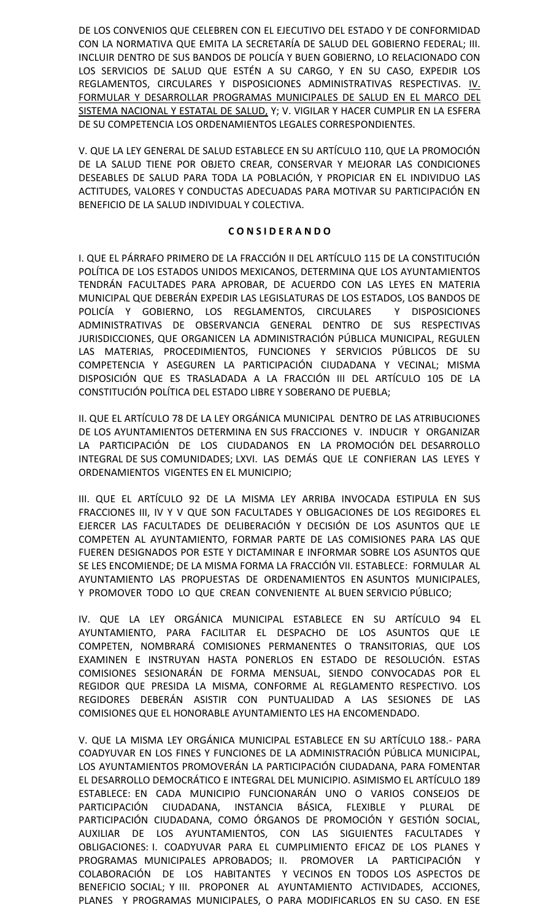DE LOS CONVENIOS QUE CELEBREN CON EL EJECUTIVO DEL ESTADO Y DE CONFORMIDAD CON LA NORMATIVA QUE EMITA LA SECRETARÍA DE SALUD DEL GOBIERNO FEDERAL; III. INCLUIR DENTRO DE SUS BANDOS DE POLICÍA Y BUEN GOBIERNO, LO RELACIONADO CON LOS SERVICIOS DE SALUD QUE ESTÉN A SU CARGO, Y EN SU CASO, EXPEDIR LOS REGLAMENTOS, CIRCULARES Y DISPOSICIONES ADMINISTRATIVAS RESPECTIVAS. IV. FORMULAR Y DESARROLLAR PROGRAMAS MUNICIPALES DE SALUD EN EL MARCO DEL SISTEMA NACIONAL Y ESTATAL DE SALUD, Y; V. VIGILAR Y HACER CUMPLIR EN LA ESFERA DE SU COMPETENCIA LOS ORDENAMIENTOS LEGALES CORRESPONDIENTES.

V. QUE LA LEY GENERAL DE SALUD ESTABLECE EN SU ARTÍCULO 110, QUE LA PROMOCIÓN DE LA SALUD TIENE POR OBJETO CREAR, CONSERVAR Y MEJORAR LAS CONDICIONES DESEABLES DE SALUD PARA TODA LA POBLACIÓN, Y PROPICIAR EN EL INDIVIDUO LAS ACTITUDES, VALORES Y CONDUCTAS ADECUADAS PARA MOTIVAR SU PARTICIPACIÓN EN BENEFICIO DE LA SALUD INDIVIDUAL Y COLECTIVA.

**C O N S I D E R A N D O**

I. QUE EL PÁRRAFO PRIMERO DE LA FRACCIÓN II DEL ARTÍCULO 115 DE LA CONSTITUCIÓN POLÍTICA DE LOS ESTADOS UNIDOS MEXICANOS, DETERMINA QUE LOS AYUNTAMIENTOS TENDRÁN FACULTADES PARA APROBAR, DE ACUERDO CON LAS LEYES EN MATERIA MUNICIPAL QUE DEBERÁN EXPEDIR LAS LEGISLATURAS DE LOS ESTADOS, LOS BANDOS DE POLICÍA Y GOBIERNO, LOS REGLAMENTOS, CIRCULARES Y DISPOSICIONES ADMINISTRATIVAS DE OBSERVANCIA GENERAL DENTRO DE SUS RESPECTIVAS JURISDICCIONES, QUE ORGANICEN LA ADMINISTRACIÓN PÚBLICA MUNICIPAL, REGULEN LAS MATERIAS, PROCEDIMIENTOS, FUNCIONES Y SERVICIOS PÚBLICOS DE SU COMPETENCIA Y ASEGUREN LA PARTICIPACIÓN CIUDADANA Y VECINAL; MISMA DISPOSICIÓN QUE ES TRASLADADA A LA FRACCIÓN III DEL ARTÍCULO 105 DE LA CONSTITUCIÓN POLÍTICA DEL ESTADO LIBRE Y SOBERANO DE PUEBLA;

II. QUE EL ARTÍCULO 78 DE LA LEY ORGÁNICA MUNICIPAL DENTRO DE LAS ATRIBUCIONES DE LOS AYUNTAMIENTOS DETERMINA EN SUS FRACCIONES V. INDUCIR Y ORGANIZAR LA PARTICIPACIÓN DE LOS CIUDADANOS EN LA PROMOCIÓN DEL DESARROLLO INTEGRAL DE SUS COMUNIDADES; LXVI. LAS DEMÁS QUE LE CONFIERAN LAS LEYES Y ORDENAMIENTOS VIGENTES EN EL MUNICIPIO;

III. QUE EL ARTÍCULO 92 DE LA MISMA LEY ARRIBA INVOCADA ESTIPULA EN SUS FRACCIONES III, IV Y V QUE SON FACULTADES Y OBLIGACIONES DE LOS REGIDORES EL EJERCER LAS FACULTADES DE DELIBERACIÓN Y DECISIÓN DE LOS ASUNTOS QUE LE COMPETEN AL AYUNTAMIENTO, FORMAR PARTE DE LAS COMISIONES PARA LAS QUE FUEREN DESIGNADOS POR ESTE Y DICTAMINAR E INFORMAR SOBRE LOS ASUNTOS QUE SE LES ENCOMIENDE; DE LA MISMA FORMA LA FRACCIÓN VII. ESTABLECE: FORMULAR AL AYUNTAMIENTO LAS PROPUESTAS DE ORDENAMIENTOS EN ASUNTOS MUNICIPALES, Y PROMOVER TODO LO QUE CREAN CONVENIENTE AL BUEN SERVICIO PÚBLICO;

IV. QUE LA LEY ORGÁNICA MUNICIPAL ESTABLECE EN SU ARTÍCULO 94 EL AYUNTAMIENTO, PARA FACILITAR EL DESPACHO DE LOS ASUNTOS QUE LE COMPETEN, NOMBRARÁ COMISIONES PERMANENTES O TRANSITORIAS, QUE LOS EXAMINEN E INSTRUYAN HASTA PONERLOS EN ESTADO DE RESOLUCIÓN. ESTAS COMISIONES SESIONARÁN DE FORMA MENSUAL, SIENDO CONVOCADAS POR EL REGIDOR QUE PRESIDA LA MISMA, CONFORME AL REGLAMENTO RESPECTIVO. LOS REGIDORES DEBERÁN ASISTIR CON PUNTUALIDAD A LAS SESIONES DE LAS COMISIONES QUE EL HONORABLE AYUNTAMIENTO LES HA ENCOMENDADO.

V. QUE LA MISMA LEY ORGÁNICA MUNICIPAL ESTABLECE EN SU ARTÍCULO 188.- PARA COADYUVAR EN LOS FINES Y FUNCIONES DE LA ADMINISTRACIÓN PÚBLICA MUNICIPAL, LOS AYUNTAMIENTOS PROMOVERÁN LA PARTICIPACIÓN CIUDADANA, PARA FOMENTAR EL DESARROLLO DEMOCRÁTICO E INTEGRAL DEL MUNICIPIO. ASIMISMO EL ARTÍCULO 189 ESTABLECE: EN CADA MUNICIPIO FUNCIONARÁN UNO O VARIOS CONSEJOS DE PARTICIPACIÓN CIUDADANA, INSTANCIA BÁSICA, FLEXIBLE Y PLURAL DE PARTICIPACIÓN CIUDADANA, COMO ÓRGANOS DE PROMOCIÓN Y GESTIÓN SOCIAL, AUXILIAR DE LOS AYUNTAMIENTOS, CON LAS SIGUIENTES FACULTADES Y OBLIGACIONES: I. COADYUVAR PARA EL CUMPLIMIENTO EFICAZ DE LOS PLANES Y PROGRAMAS MUNICIPALES APROBADOS; II. PROMOVER LA PARTICIPACIÓN Y COLABORACIÓN DE LOS HABITANTES Y VECINOS EN TODOS LOS ASPECTOS DE BENEFICIO SOCIAL; Y III. PROPONER AL AYUNTAMIENTO ACTIVIDADES, ACCIONES, PLANES Y PROGRAMAS MUNICIPALES, O PARA MODIFICARLOS EN SU CASO. EN ESE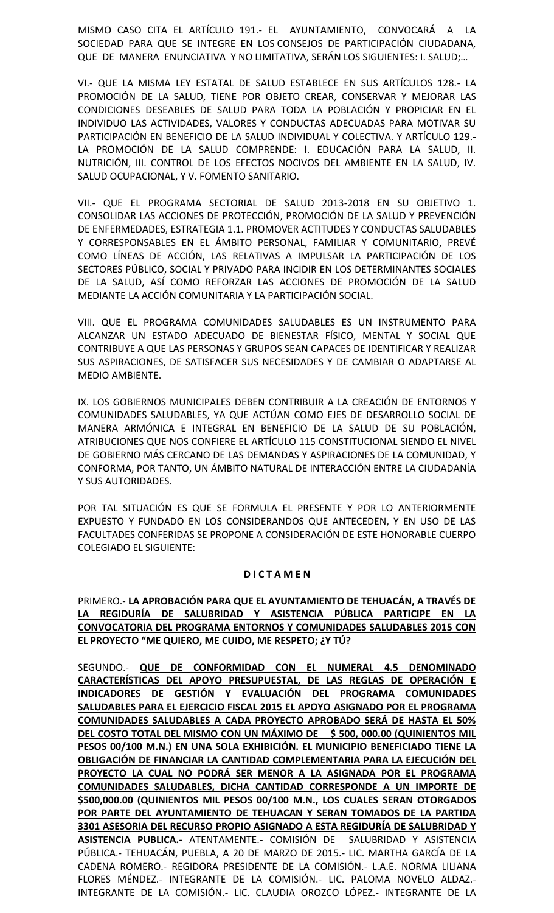MISMO CASO CITA EL ARTÍCULO 191.- EL AYUNTAMIENTO, CONVOCARÁ A LA SOCIEDAD PARA QUE SE INTEGRE EN LOS CONSEJOS DE PARTICIPACIÓN CIUDADANA, QUE DE MANERA ENUNCIATIVA Y NO LIMITATIVA, SERÁN LOS SIGUIENTES: I. SALUD;…

VI.- QUE LA MISMA LEY ESTATAL DE SALUD ESTABLECE EN SUS ARTÍCULOS 128.- LA PROMOCIÓN DE LA SALUD, TIENE POR OBJETO CREAR, CONSERVAR Y MEJORAR LAS CONDICIONES DESEABLES DE SALUD PARA TODA LA POBLACIÓN Y PROPICIAR EN EL INDIVIDUO LAS ACTIVIDADES, VALORES Y CONDUCTAS ADECUADAS PARA MOTIVAR SU PARTICIPACIÓN EN BENEFICIO DE LA SALUD INDIVIDUAL Y COLECTIVA. Y ARTÍCULO 129.- LA PROMOCIÓN DE LA SALUD COMPRENDE: I. EDUCACIÓN PARA LA SALUD, II. NUTRICIÓN, III. CONTROL DE LOS EFECTOS NOCIVOS DEL AMBIENTE EN LA SALUD, IV. SALUD OCUPACIONAL, Y V. FOMENTO SANITARIO.

VII.- QUE EL PROGRAMA SECTORIAL DE SALUD 2013-2018 EN SU OBJETIVO 1. CONSOLIDAR LAS ACCIONES DE PROTECCIÓN, PROMOCIÓN DE LA SALUD Y PREVENCIÓN DE ENFERMEDADES, ESTRATEGIA 1.1. PROMOVER ACTITUDES Y CONDUCTAS SALUDABLES Y CORRESPONSABLES EN EL ÁMBITO PERSONAL, FAMILIAR Y COMUNITARIO, PREVÉ COMO LÍNEAS DE ACCIÓN, LAS RELATIVAS A IMPULSAR LA PARTICIPACIÓN DE LOS SECTORES PÚBLICO, SOCIAL Y PRIVADO PARA INCIDIR EN LOS DETERMINANTES SOCIALES DE LA SALUD, ASÍ COMO REFORZAR LAS ACCIONES DE PROMOCIÓN DE LA SALUD MEDIANTE LA ACCIÓN COMUNITARIA Y LA PARTICIPACIÓN SOCIAL.

VIII. QUE EL PROGRAMA COMUNIDADES SALUDABLES ES UN INSTRUMENTO PARA ALCANZAR UN ESTADO ADECUADO DE BIENESTAR FÍSICO, MENTAL Y SOCIAL QUE CONTRIBUYE A QUE LAS PERSONAS Y GRUPOS SEAN CAPACES DE IDENTIFICAR Y REALIZAR SUS ASPIRACIONES, DE SATISFACER SUS NECESIDADES Y DE CAMBIAR O ADAPTARSE AL MEDIO AMBIENTE.

IX. LOS GOBIERNOS MUNICIPALES DEBEN CONTRIBUIR A LA CREACIÓN DE ENTORNOS Y COMUNIDADES SALUDABLES, YA QUE ACTÚAN COMO EJES DE DESARROLLO SOCIAL DE MANERA ARMÓNICA E INTEGRAL EN BENEFICIO DE LA SALUD DE SU POBLACIÓN, ATRIBUCIONES QUE NOS CONFIERE EL ARTÍCULO 115 CONSTITUCIONAL SIENDO EL NIVEL DE GOBIERNO MÁS CERCANO DE LAS DEMANDAS Y ASPIRACIONES DE LA COMUNIDAD, Y CONFORMA, POR TANTO, UN ÁMBITO NATURAL DE INTERACCIÓN ENTRE LA CIUDADANÍA Y SUS AUTORIDADES.

POR TAL SITUACIÓN ES QUE SE FORMULA EL PRESENTE Y POR LO ANTERIORMENTE EXPUESTO Y FUNDADO EN LOS CONSIDERANDOS QUE ANTECEDEN, Y EN USO DE LAS FACULTADES CONFERIDAS SE PROPONE A CONSIDERACIÓN DE ESTE HONORABLE CUERPO COLEGIADO EL SIGUIENTE:

**D I C T A M E N**

PRIMERO.- **LA APROBACIÓN PARA QUE EL AYUNTAMIENTO DE TEHUACÁN, A TRAVÉS DE LA REGIDURÍA DE SALUBRIDAD Y ASISTENCIA PÚBLICA PARTICIPE EN LA CONVOCATORIA DEL PROGRAMA ENTORNOS Y COMUNIDADES SALUDABLES 2015 CON EL PROYECTO "ME QUIERO, ME CUIDO, ME RESPETO; ¿Y TÚ?**

SEGUNDO.- **QUE DE CONFORMIDAD CON EL NUMERAL 4.5 DENOMINADO CARACTERÍSTICAS DEL APOYO PRESUPUESTAL, DE LAS REGLAS DE OPERACIÓN E INDICADORES DE GESTIÓN Y EVALUACIÓN DEL PROGRAMA COMUNIDADES SALUDABLES PARA EL EJERCICIO FISCAL 2015 EL APOYO ASIGNADO POR EL PROGRAMA COMUNIDADES SALUDABLES A CADA PROYECTO APROBADO SERÁ DE HASTA EL 50% DEL COSTO TOTAL DEL MISMO CON UN MÁXIMO DE $ 500, 000.00 (QUINIENTOS MIL PESOS 00/100 M.N.) EN UNA SOLA EXHIBICIÓN. EL MUNICIPIO BENEFICIADO TIENE LA OBLIGACIÓN DE FINANCIAR LA CANTIDAD COMPLEMENTARIA PARA LA EJECUCIÓN DEL PROYECTO LA CUAL NO PODRÁ SER MENOR A LA ASIGNADA POR EL PROGRAMA COMUNIDADES SALUDABLES, DICHA CANTIDAD CORRESPONDE A UN IMPORTE DE $500,000.00 (QUINIENTOS MIL PESOS 00/100 M.N., LOS CUALES SERAN OTORGADOS POR PARTE DEL AYUNTAMIENTO DE TEHUACAN Y SERAN TOMADOS DE LA PARTIDA 3301 ASESORIA DEL RECURSO PROPIO ASIGNADO A ESTA REGIDURÍA DE SALUBRIDAD Y ASISTENCIA PUBLICA.-** ATENTAMENTE.- COMISIÓN DE SALUBRIDAD Y ASISTENCIA PÚBLICA.- TEHUACÁN, PUEBLA, A 20 DE MARZO DE 2015.- LIC. MARTHA GARCÍA DE LA CADENA ROMERO.- REGIDORA PRESIDENTE DE LA COMISIÓN.- L.A.E. NORMA LILIANA FLORES MÉNDEZ.- INTEGRANTE DE LA COMISIÓN.- LIC. PALOMA NOVELO ALDAZ.- INTEGRANTE DE LA COMISIÓN.- LIC. CLAUDIA OROZCO LÓPEZ.- INTEGRANTE DE LA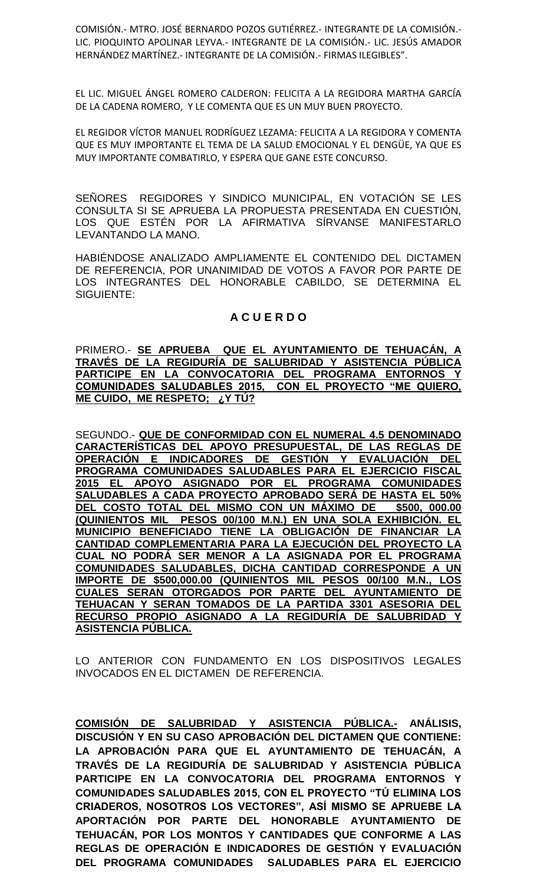COMISIÓN.- MTRO. JOSÉ BERNARDO POZOS GUTIÉRREZ.- INTEGRANTE DE LA COMISIÓN.- LIC. PIOQUINTO APOLINAR LEYVA.- INTEGRANTE DE LA COMISIÓN.- LIC. JESÚS AMADOR HERNÁNDEZ MARTÍNEZ.- INTEGRANTE DE LA COMISIÓN.- FIRMAS ILEGIBLES".

EL LIC. MIGUEL ÁNGEL ROMERO CALDERON: FELICITA A LA REGIDORA MARTHA GARCÍA DE LA CADENA ROMERO, Y LE COMENTA QUE ES UN MUY BUEN PROYECTO.

EL REGIDOR VÍCTOR MANUEL RODRÍGUEZ LEZAMA: FELICITA A LA REGIDORA Y COMENTA QUE ES MUY IMPORTANTE EL TEMA DE LA SALUD EMOCIONAL Y EL DENGÜE, YA QUE ES MUY IMPORTANTE COMBATIRLO, Y ESPERA QUE GANE ESTE CONCURSO.

SEÑORES REGIDORES Y SINDICO MUNICIPAL, EN VOTACIÓN SE LES CONSULTA SI SE APRUEBA LA PROPUESTA PRESENTADA EN CUESTIÓN, LOS QUE ESTÉN POR LA AFIRMATIVA SÍRVANSE MANIFESTARLO LEVANTANDO LA MANO.

HABIÉNDOSE ANALIZADO AMPLIAMENTE EL CONTENIDO DEL DICTAMEN DE REFERENCIA, POR UNANIMIDAD DE VOTOS A FAVOR POR PARTE DE LOS INTEGRANTES DEL HONORABLE CABILDO, SE DETERMINA EL SIGUIENTE:

**A C U E R D O**

PRIMERO.- **SE APRUEBA QUE EL AYUNTAMIENTO DE TEHUACÁN, A TRAVÉS DE LA REGIDURÍA DE SALUBRIDAD Y ASISTENCIA PÚBLICA PARTICIPE EN LA CONVOCATORIA DEL PROGRAMA ENTORNOS Y COMUNIDADES SALUDABLES 2015, CON EL PROYECTO "ME QUIERO, ME CUIDO, ME RESPETO; ¿Y TÚ?**

SEGUNDO.- **QUE DE CONFORMIDAD CON EL NUMERAL 4.5 DENOMINADO CARACTERÍSTICAS DEL APOYO PRESUPUESTAL, DE LAS REGLAS DE OPERACIÓN E INDICADORES DE GESTIÓN Y EVALUACIÓN DEL PROGRAMA COMUNIDADES SALUDABLES PARA EL EJERCICIO FISCAL 2015 EL APOYO ASIGNADO POR EL PROGRAMA COMUNIDADES SALUDABLES A CADA PROYECTO APROBADO SERÁ DE HASTA EL 50% DEL COSTO TOTAL DEL MISMO CON UN MÁXIMO DE $500, 000.00 (QUINIENTOS MIL PESOS 00/100 M.N.) EN UNA SOLA EXHIBICIÓN. EL MUNICIPIO BENEFICIADO TIENE LA OBLIGACIÓN DE FINANCIAR LA CANTIDAD COMPLEMENTARIA PARA LA EJECUCIÓN DEL PROYECTO LA CUAL NO PODRÁ SER MENOR A LA ASIGNADA POR EL PROGRAMA COMUNIDADES SALUDABLES, DICHA CANTIDAD CORRESPONDE A UN IMPORTE DE $500,000.00 (QUINIENTOS MIL PESOS 00/100 M.N., LOS CUALES SERAN OTORGADOS POR PARTE DEL AYUNTAMIENTO DE TEHUACAN Y SERAN TOMADOS DE LA PARTIDA 3301 ASESORIA DEL RECURSO PROPIO ASIGNADO A LA REGIDURÍA DE SALUBRIDAD Y ASISTENCIA PÚBLICA.**

LO ANTERIOR CON FUNDAMENTO EN LOS DISPOSITIVOS LEGALES INVOCADOS EN EL DICTAMEN DE REFERENCIA.

**COMISIÓN DE SALUBRIDAD Y ASISTENCIA PÚBLICA.- ANÁLISIS, DISCUSIÓN Y EN SU CASO APROBACIÓN DEL DICTAMEN QUE CONTIENE: LA APROBACIÓN PARA QUE EL AYUNTAMIENTO DE TEHUACÁN, A TRAVÉS DE LA REGIDURÍA DE SALUBRIDAD Y ASISTENCIA PÚBLICA PARTICIPE EN LA CONVOCATORIA DEL PROGRAMA ENTORNOS Y COMUNIDADES SALUDABLES 2015, CON EL PROYECTO "TÚ ELIMINA LOS CRIADEROS, NOSOTROS LOS VECTORES", ASÍ MISMO SE APRUEBE LA APORTACIÓN POR PARTE DEL HONORABLE AYUNTAMIENTO DE TEHUACÁN, POR LOS MONTOS Y CANTIDADES QUE CONFORME A LAS REGLAS DE OPERACIÓN E INDICADORES DE GESTIÓN Y EVALUACIÓN DEL PROGRAMA COMUNIDADES SALUDABLES PARA EL EJERCICIO**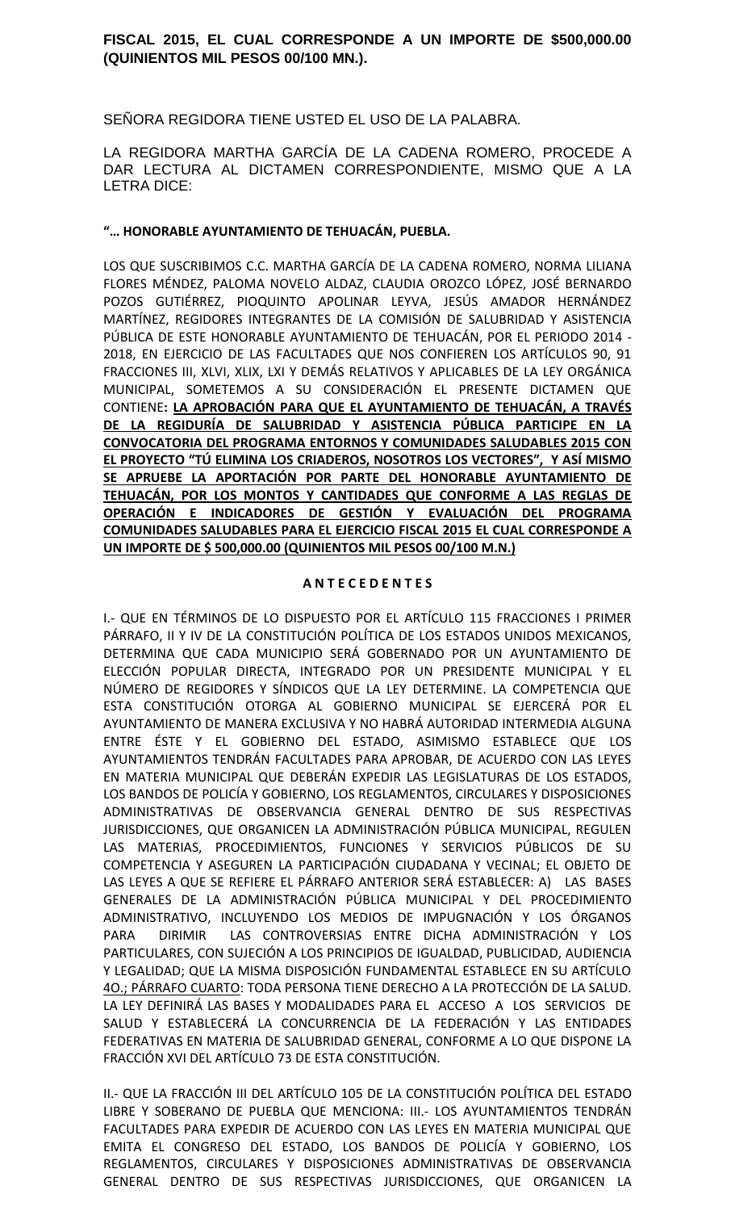**FISCAL 2015, EL CUAL CORRESPONDE A UN IMPORTE DE $500,000.00 (QUINIENTOS MIL PESOS 00/100 MN.).**

SEÑORA REGIDORA TIENE USTED EL USO DE LA PALABRA.

LA REGIDORA MARTHA GARCÍA DE LA CADENA ROMERO, PROCEDE A DAR LECTURA AL DICTAMEN CORRESPONDIENTE, MISMO QUE A LA LETRA DICE:

**"… HONORABLE AYUNTAMIENTO DE TEHUACÁN, PUEBLA.**

LOS QUE SUSCRIBIMOS C.C. MARTHA GARCÍA DE LA CADENA ROMERO, NORMA LILIANA FLORES MÉNDEZ, PALOMA NOVELO ALDAZ, CLAUDIA OROZCO LÓPEZ, JOSÉ BERNARDO POZOS GUTIÉRREZ, PIOQUINTO APOLINAR LEYVA, JESÚS AMADOR HERNÁNDEZ MARTÍNEZ, REGIDORES INTEGRANTES DE LA COMISIÓN DE SALUBRIDAD Y ASISTENCIA PÚBLICA DE ESTE HONORABLE AYUNTAMIENTO DE TEHUACÁN, POR EL PERIODO 2014 - 2018, EN EJERCICIO DE LAS FACULTADES QUE NOS CONFIEREN LOS ARTÍCULOS 90, 91 FRACCIONES III, XLVI, XLIX, LXI Y DEMÁS RELATIVOS Y APLICABLES DE LA LEY ORGÁNICA MUNICIPAL, SOMETEMOS A SU CONSIDERACIÓN EL PRESENTE DICTAMEN QUE CONTIENE**: LA APROBACIÓN PARA QUE EL AYUNTAMIENTO DE TEHUACÁN, A TRAVÉS DE LA REGIDURÍA DE SALUBRIDAD Y ASISTENCIA PÚBLICA PARTICIPE EN LA CONVOCATORIA DEL PROGRAMA ENTORNOS Y COMUNIDADES SALUDABLES 2015 CON EL PROYECTO "TÚ ELIMINA LOS CRIADEROS, NOSOTROS LOS VECTORES", Y ASÍ MISMO SE APRUEBE LA APORTACIÓN POR PARTE DEL HONORABLE AYUNTAMIENTO DE TEHUACÁN, POR LOS MONTOS Y CANTIDADES QUE CONFORME A LAS REGLAS DE OPERACIÓN E INDICADORES DE GESTIÓN Y EVALUACIÓN DEL PROGRAMA COMUNIDADES SALUDABLES PARA EL EJERCICIO FISCAL 2015 EL CUAL CORRESPONDE A UN IMPORTE DE $ 500,000.00 (QUINIENTOS MIL PESOS 00/100 M.N.)**

**A N T E C E D E N T E S**

I.- QUE EN TÉRMINOS DE LO DISPUESTO POR EL ARTÍCULO 115 FRACCIONES I PRIMER PÁRRAFO, II Y IV DE LA CONSTITUCIÓN POLÍTICA DE LOS ESTADOS UNIDOS MEXICANOS, DETERMINA QUE CADA MUNICIPIO SERÁ GOBERNADO POR UN AYUNTAMIENTO DE ELECCIÓN POPULAR DIRECTA, INTEGRADO POR UN PRESIDENTE MUNICIPAL Y EL NÚMERO DE REGIDORES Y SÍNDICOS QUE LA LEY DETERMINE. LA COMPETENCIA QUE ESTA CONSTITUCIÓN OTORGA AL GOBIERNO MUNICIPAL SE EJERCERÁ POR EL AYUNTAMIENTO DE MANERA EXCLUSIVA Y NO HABRÁ AUTORIDAD INTERMEDIA ALGUNA ENTRE ÉSTE Y EL GOBIERNO DEL ESTADO, ASIMISMO ESTABLECE QUE LOS AYUNTAMIENTOS TENDRÁN FACULTADES PARA APROBAR, DE ACUERDO CON LAS LEYES EN MATERIA MUNICIPAL QUE DEBERÁN EXPEDIR LAS LEGISLATURAS DE LOS ESTADOS, LOS BANDOS DE POLICÍA Y GOBIERNO, LOS REGLAMENTOS, CIRCULARES Y DISPOSICIONES ADMINISTRATIVAS DE OBSERVANCIA GENERAL DENTRO DE SUS RESPECTIVAS JURISDICCIONES, QUE ORGANICEN LA ADMINISTRACIÓN PÚBLICA MUNICIPAL, REGULEN LAS MATERIAS, PROCEDIMIENTOS, FUNCIONES Y SERVICIOS PÚBLICOS DE SU COMPETENCIA Y ASEGUREN LA PARTICIPACIÓN CIUDADANA Y VECINAL; EL OBJETO DE LAS LEYES A QUE SE REFIERE EL PÁRRAFO ANTERIOR SERÁ ESTABLECER: A) LAS BASES GENERALES DE LA ADMINISTRACIÓN PÚBLICA MUNICIPAL Y DEL PROCEDIMIENTO ADMINISTRATIVO, INCLUYENDO LOS MEDIOS DE IMPUGNACIÓN Y LOS ÓRGANOS PARA DIRIMIR LAS CONTROVERSIAS ENTRE DICHA ADMINISTRACIÓN Y LOS PARTICULARES, CON SUJECIÓN A LOS PRINCIPIOS DE IGUALDAD, PUBLICIDAD, AUDIENCIA Y LEGALIDAD; QUE LA MISMA DISPOSICIÓN FUNDAMENTAL ESTABLECE EN SU ARTÍCULO 4O.; PÁRRAFO CUARTO: TODA PERSONA TIENE DERECHO A LA PROTECCIÓN DE LA SALUD. LA LEY DEFINIRÁ LAS BASES Y MODALIDADES PARA EL ACCESO A LOS SERVICIOS DE SALUD Y ESTABLECERÁ LA CONCURRENCIA DE LA FEDERACIÓN Y LAS ENTIDADES FEDERATIVAS EN MATERIA DE SALUBRIDAD GENERAL, CONFORME A LO QUE DISPONE LA FRACCIÓN XVI DEL ARTÍCULO 73 DE ESTA CONSTITUCIÓN.

II.- QUE LA FRACCIÓN III DEL ARTÍCULO 105 DE LA CONSTITUCIÓN POLÍTICA DEL ESTADO LIBRE Y SOBERANO DE PUEBLA QUE MENCIONA: III.- LOS AYUNTAMIENTOS TENDRÁN FACULTADES PARA EXPEDIR DE ACUERDO CON LAS LEYES EN MATERIA MUNICIPAL QUE EMITA EL CONGRESO DEL ESTADO, LOS BANDOS DE POLICÍA Y GOBIERNO, LOS REGLAMENTOS, CIRCULARES Y DISPOSICIONES ADMINISTRATIVAS DE OBSERVANCIA GENERAL DENTRO DE SUS RESPECTIVAS JURISDICCIONES, QUE ORGANICEN LA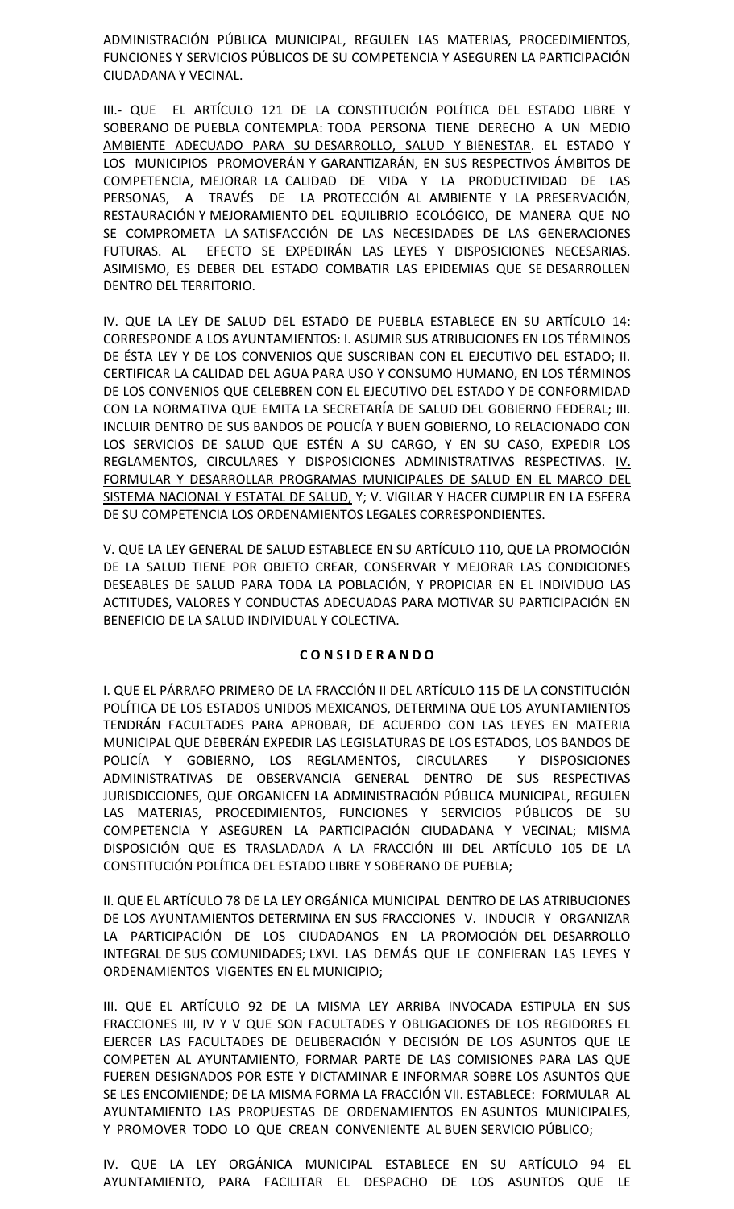ADMINISTRACIÓN PÚBLICA MUNICIPAL, REGULEN LAS MATERIAS, PROCEDIMIENTOS, FUNCIONES Y SERVICIOS PÚBLICOS DE SU COMPETENCIA Y ASEGUREN LA PARTICIPACIÓN CIUDADANA Y VECINAL.

III.- QUE EL ARTÍCULO 121 DE LA CONSTITUCIÓN POLÍTICA DEL ESTADO LIBRE Y SOBERANO DE PUEBLA CONTEMPLA: <u>TODA PERSONA TIENE DERECHO A UN MEDIO AMBIENTE ADECUADO PARA SU DESARROLLO, SALUD Y BIENESTAR</u>. EL ESTADO Y LOS MUNICIPIOS PROMOVERÁN Y GARANTIZARÁN, EN SUS RESPECTIVOS ÁMBITOS DE COMPETENCIA, MEJORAR LA CALIDAD DE VIDA Y LA PRODUCTIVIDAD DE LAS PERSONAS, A TRAVÉS DE LA PROTECCIÓN AL AMBIENTE Y LA PRESERVACIÓN, RESTAURACIÓN Y MEJORAMIENTO DEL EQUILIBRIO ECOLÓGICO, DE MANERA QUE NO SE COMPROMETA LA SATISFACCIÓN DE LAS NECESIDADES DE LAS GENERACIONES FUTURAS. AL EFECTO SE EXPEDIRÁN LAS LEYES Y DISPOSICIONES NECESARIAS. ASIMISMO, ES DEBER DEL ESTADO COMBATIR LAS EPIDEMIAS QUE SE DESARROLLEN DENTRO DEL TERRITORIO.

IV. QUE LA LEY DE SALUD DEL ESTADO DE PUEBLA ESTABLECE EN SU ARTÍCULO 14: CORRESPONDE A LOS AYUNTAMIENTOS: I. ASUMIR SUS ATRIBUCIONES EN LOS TÉRMINOS DE ÉSTA LEY Y DE LOS CONVENIOS QUE SUSCRIBAN CON EL EJECUTIVO DEL ESTADO; II. CERTIFICAR LA CALIDAD DEL AGUA PARA USO Y CONSUMO HUMANO, EN LOS TÉRMINOS DE LOS CONVENIOS QUE CELEBREN CON EL EJECUTIVO DEL ESTADO Y DE CONFORMIDAD CON LA NORMATIVA QUE EMITA LA SECRETARÍA DE SALUD DEL GOBIERNO FEDERAL; III. INCLUIR DENTRO DE SUS BANDOS DE POLICÍA Y BUEN GOBIERNO, LO RELACIONADO CON LOS SERVICIOS DE SALUD QUE ESTÉN A SU CARGO, Y EN SU CASO, EXPEDIR LOS REGLAMENTOS, CIRCULARES Y DISPOSICIONES ADMINISTRATIVAS RESPECTIVAS. <u>IV. FORMULAR Y DESARROLLAR PROGRAMAS MUNICIPALES DE SALUD EN EL MARCO DEL SISTEMA NACIONAL Y ESTATAL DE SALUD,</u> Y; V. VIGILAR Y HACER CUMPLIR EN LA ESFERA DE SU COMPETENCIA LOS ORDENAMIENTOS LEGALES CORRESPONDIENTES.

V. QUE LA LEY GENERAL DE SALUD ESTABLECE EN SU ARTÍCULO 110, QUE LA PROMOCIÓN DE LA SALUD TIENE POR OBJETO CREAR, CONSERVAR Y MEJORAR LAS CONDICIONES DESEABLES DE SALUD PARA TODA LA POBLACIÓN, Y PROPICIAR EN EL INDIVIDUO LAS ACTITUDES, VALORES Y CONDUCTAS ADECUADAS PARA MOTIVAR SU PARTICIPACIÓN EN BENEFICIO DE LA SALUD INDIVIDUAL Y COLECTIVA.

**C O N S I D E R A N D O**

I. QUE EL PÁRRAFO PRIMERO DE LA FRACCIÓN II DEL ARTÍCULO 115 DE LA CONSTITUCIÓN POLÍTICA DE LOS ESTADOS UNIDOS MEXICANOS, DETERMINA QUE LOS AYUNTAMIENTOS TENDRÁN FACULTADES PARA APROBAR, DE ACUERDO CON LAS LEYES EN MATERIA MUNICIPAL QUE DEBERÁN EXPEDIR LAS LEGISLATURAS DE LOS ESTADOS, LOS BANDOS DE POLICÍA Y GOBIERNO, LOS REGLAMENTOS, CIRCULARES Y DISPOSICIONES ADMINISTRATIVAS DE OBSERVANCIA GENERAL DENTRO DE SUS RESPECTIVAS JURISDICCIONES, QUE ORGANICEN LA ADMINISTRACIÓN PÚBLICA MUNICIPAL, REGULEN LAS MATERIAS, PROCEDIMIENTOS, FUNCIONES Y SERVICIOS PÚBLICOS DE SU COMPETENCIA Y ASEGUREN LA PARTICIPACIÓN CIUDADANA Y VECINAL; MISMA DISPOSICIÓN QUE ES TRASLADADA A LA FRACCIÓN III DEL ARTÍCULO 105 DE LA CONSTITUCIÓN POLÍTICA DEL ESTADO LIBRE Y SOBERANO DE PUEBLA;

II. QUE EL ARTÍCULO 78 DE LA LEY ORGÁNICA MUNICIPAL DENTRO DE LAS ATRIBUCIONES DE LOS AYUNTAMIENTOS DETERMINA EN SUS FRACCIONES V. INDUCIR Y ORGANIZAR LA PARTICIPACIÓN DE LOS CIUDADANOS EN LA PROMOCIÓN DEL DESARROLLO INTEGRAL DE SUS COMUNIDADES; LXVI. LAS DEMÁS QUE LE CONFIERAN LAS LEYES Y ORDENAMIENTOS VIGENTES EN EL MUNICIPIO;

III. QUE EL ARTÍCULO 92 DE LA MISMA LEY ARRIBA INVOCADA ESTIPULA EN SUS FRACCIONES III, IV Y V QUE SON FACULTADES Y OBLIGACIONES DE LOS REGIDORES EL EJERCER LAS FACULTADES DE DELIBERACIÓN Y DECISIÓN DE LOS ASUNTOS QUE LE COMPETEN AL AYUNTAMIENTO, FORMAR PARTE DE LAS COMISIONES PARA LAS QUE FUEREN DESIGNADOS POR ESTE Y DICTAMINAR E INFORMAR SOBRE LOS ASUNTOS QUE SE LES ENCOMIENDE; DE LA MISMA FORMA LA FRACCIÓN VII. ESTABLECE: FORMULAR AL AYUNTAMIENTO LAS PROPUESTAS DE ORDENAMIENTOS EN ASUNTOS MUNICIPALES, Y PROMOVER TODO LO QUE CREAN CONVENIENTE AL BUEN SERVICIO PÚBLICO;

IV. QUE LA LEY ORGÁNICA MUNICIPAL ESTABLECE EN SU ARTÍCULO 94 EL AYUNTAMIENTO, PARA FACILITAR EL DESPACHO DE LOS ASUNTOS QUE LE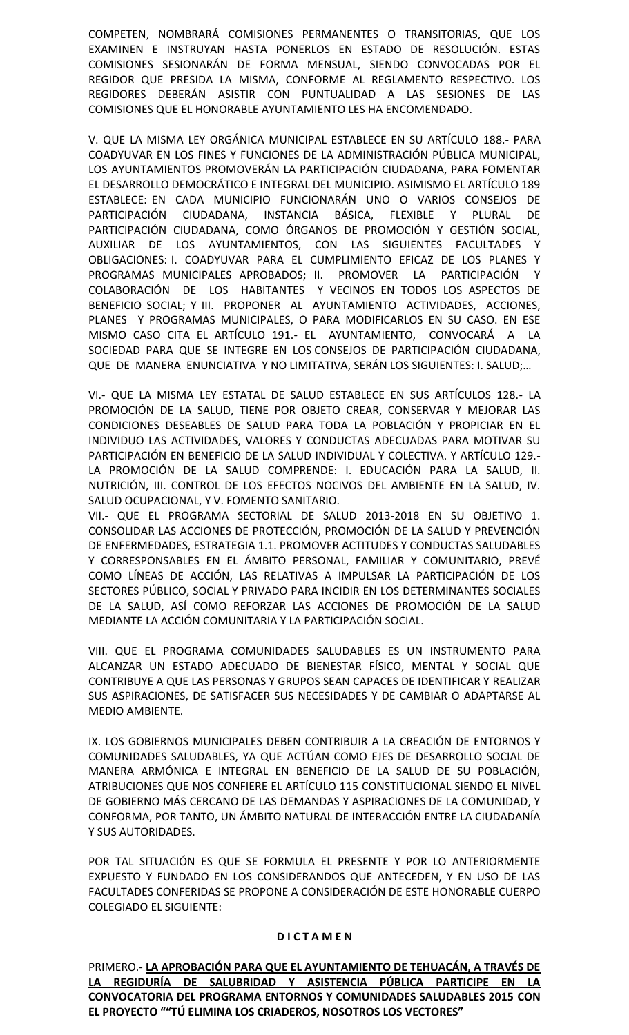COMPETEN, NOMBRARÁ COMISIONES PERMANENTES O TRANSITORIAS, QUE LOS EXAMINEN E INSTRUYAN HASTA PONERLOS EN ESTADO DE RESOLUCIÓN. ESTAS COMISIONES SESIONARÁN DE FORMA MENSUAL, SIENDO CONVOCADAS POR EL REGIDOR QUE PRESIDA LA MISMA, CONFORME AL REGLAMENTO RESPECTIVO. LOS REGIDORES DEBERÁN ASISTIR CON PUNTUALIDAD A LAS SESIONES DE LAS COMISIONES QUE EL HONORABLE AYUNTAMIENTO LES HA ENCOMENDADO.

V. QUE LA MISMA LEY ORGÁNICA MUNICIPAL ESTABLECE EN SU ARTÍCULO 188.- PARA COADYUVAR EN LOS FINES Y FUNCIONES DE LA ADMINISTRACIÓN PÚBLICA MUNICIPAL, LOS AYUNTAMIENTOS PROMOVERÁN LA PARTICIPACIÓN CIUDADANA, PARA FOMENTAR EL DESARROLLO DEMOCRÁTICO E INTEGRAL DEL MUNICIPIO. ASIMISMO EL ARTÍCULO 189 ESTABLECE: EN CADA MUNICIPIO FUNCIONARÁN UNO O VARIOS CONSEJOS DE PARTICIPACIÓN CIUDADANA, INSTANCIA BÁSICA, FLEXIBLE Y PLURAL DE PARTICIPACIÓN CIUDADANA, COMO ÓRGANOS DE PROMOCIÓN Y GESTIÓN SOCIAL, AUXILIAR DE LOS AYUNTAMIENTOS, CON LAS SIGUIENTES FACULTADES Y OBLIGACIONES: I. COADYUVAR PARA EL CUMPLIMIENTO EFICAZ DE LOS PLANES Y PROGRAMAS MUNICIPALES APROBADOS; II. PROMOVER LA PARTICIPACIÓN Y COLABORACIÓN DE LOS HABITANTES Y VECINOS EN TODOS LOS ASPECTOS DE BENEFICIO SOCIAL; Y III. PROPONER AL AYUNTAMIENTO ACTIVIDADES, ACCIONES, PLANES Y PROGRAMAS MUNICIPALES, O PARA MODIFICARLOS EN SU CASO. EN ESE MISMO CASO CITA EL ARTÍCULO 191.- EL AYUNTAMIENTO, CONVOCARÁ A LA SOCIEDAD PARA QUE SE INTEGRE EN LOS CONSEJOS DE PARTICIPACIÓN CIUDADANA, QUE DE MANERA ENUNCIATIVA Y NO LIMITATIVA, SERÁN LOS SIGUIENTES: I. SALUD;…

VI.- QUE LA MISMA LEY ESTATAL DE SALUD ESTABLECE EN SUS ARTÍCULOS 128.- LA PROMOCIÓN DE LA SALUD, TIENE POR OBJETO CREAR, CONSERVAR Y MEJORAR LAS CONDICIONES DESEABLES DE SALUD PARA TODA LA POBLACIÓN Y PROPICIAR EN EL INDIVIDUO LAS ACTIVIDADES, VALORES Y CONDUCTAS ADECUADAS PARA MOTIVAR SU PARTICIPACIÓN EN BENEFICIO DE LA SALUD INDIVIDUAL Y COLECTIVA. Y ARTÍCULO 129.- LA PROMOCIÓN DE LA SALUD COMPRENDE: I. EDUCACIÓN PARA LA SALUD, II. NUTRICIÓN, III. CONTROL DE LOS EFECTOS NOCIVOS DEL AMBIENTE EN LA SALUD, IV. SALUD OCUPACIONAL, Y V. FOMENTO SANITARIO.

VII.- QUE EL PROGRAMA SECTORIAL DE SALUD 2013-2018 EN SU OBJETIVO 1. CONSOLIDAR LAS ACCIONES DE PROTECCIÓN, PROMOCIÓN DE LA SALUD Y PREVENCIÓN DE ENFERMEDADES, ESTRATEGIA 1.1. PROMOVER ACTITUDES Y CONDUCTAS SALUDABLES Y CORRESPONSABLES EN EL ÁMBITO PERSONAL, FAMILIAR Y COMUNITARIO, PREVÉ COMO LÍNEAS DE ACCIÓN, LAS RELATIVAS A IMPULSAR LA PARTICIPACIÓN DE LOS SECTORES PÚBLICO, SOCIAL Y PRIVADO PARA INCIDIR EN LOS DETERMINANTES SOCIALES DE LA SALUD, ASÍ COMO REFORZAR LAS ACCIONES DE PROMOCIÓN DE LA SALUD MEDIANTE LA ACCIÓN COMUNITARIA Y LA PARTICIPACIÓN SOCIAL.

VIII. QUE EL PROGRAMA COMUNIDADES SALUDABLES ES UN INSTRUMENTO PARA ALCANZAR UN ESTADO ADECUADO DE BIENESTAR FÍSICO, MENTAL Y SOCIAL QUE CONTRIBUYE A QUE LAS PERSONAS Y GRUPOS SEAN CAPACES DE IDENTIFICAR Y REALIZAR SUS ASPIRACIONES, DE SATISFACER SUS NECESIDADES Y DE CAMBIAR O ADAPTARSE AL MEDIO AMBIENTE.

IX. LOS GOBIERNOS MUNICIPALES DEBEN CONTRIBUIR A LA CREACIÓN DE ENTORNOS Y COMUNIDADES SALUDABLES, YA QUE ACTÚAN COMO EJES DE DESARROLLO SOCIAL DE MANERA ARMÓNICA E INTEGRAL EN BENEFICIO DE LA SALUD DE SU POBLACIÓN, ATRIBUCIONES QUE NOS CONFIERE EL ARTÍCULO 115 CONSTITUCIONAL SIENDO EL NIVEL DE GOBIERNO MÁS CERCANO DE LAS DEMANDAS Y ASPIRACIONES DE LA COMUNIDAD, Y CONFORMA, POR TANTO, UN ÁMBITO NATURAL DE INTERACCIÓN ENTRE LA CIUDADANÍA Y SUS AUTORIDADES.

POR TAL SITUACIÓN ES QUE SE FORMULA EL PRESENTE Y POR LO ANTERIORMENTE EXPUESTO Y FUNDADO EN LOS CONSIDERANDOS QUE ANTECEDEN, Y EN USO DE LAS FACULTADES CONFERIDAS SE PROPONE A CONSIDERACIÓN DE ESTE HONORABLE CUERPO COLEGIADO EL SIGUIENTE:

**D I C T A M E N**

PRIMERO.- **LA APROBACIÓN PARA QUE EL AYUNTAMIENTO DE TEHUACÁN, A TRAVÉS DE LA REGIDURÍA DE SALUBRIDAD Y ASISTENCIA PÚBLICA PARTICIPE EN LA CONVOCATORIA DEL PROGRAMA ENTORNOS Y COMUNIDADES SALUDABLES 2015 CON EL PROYECTO ""TÚ ELIMINA LOS CRIADEROS, NOSOTROS LOS VECTORES"**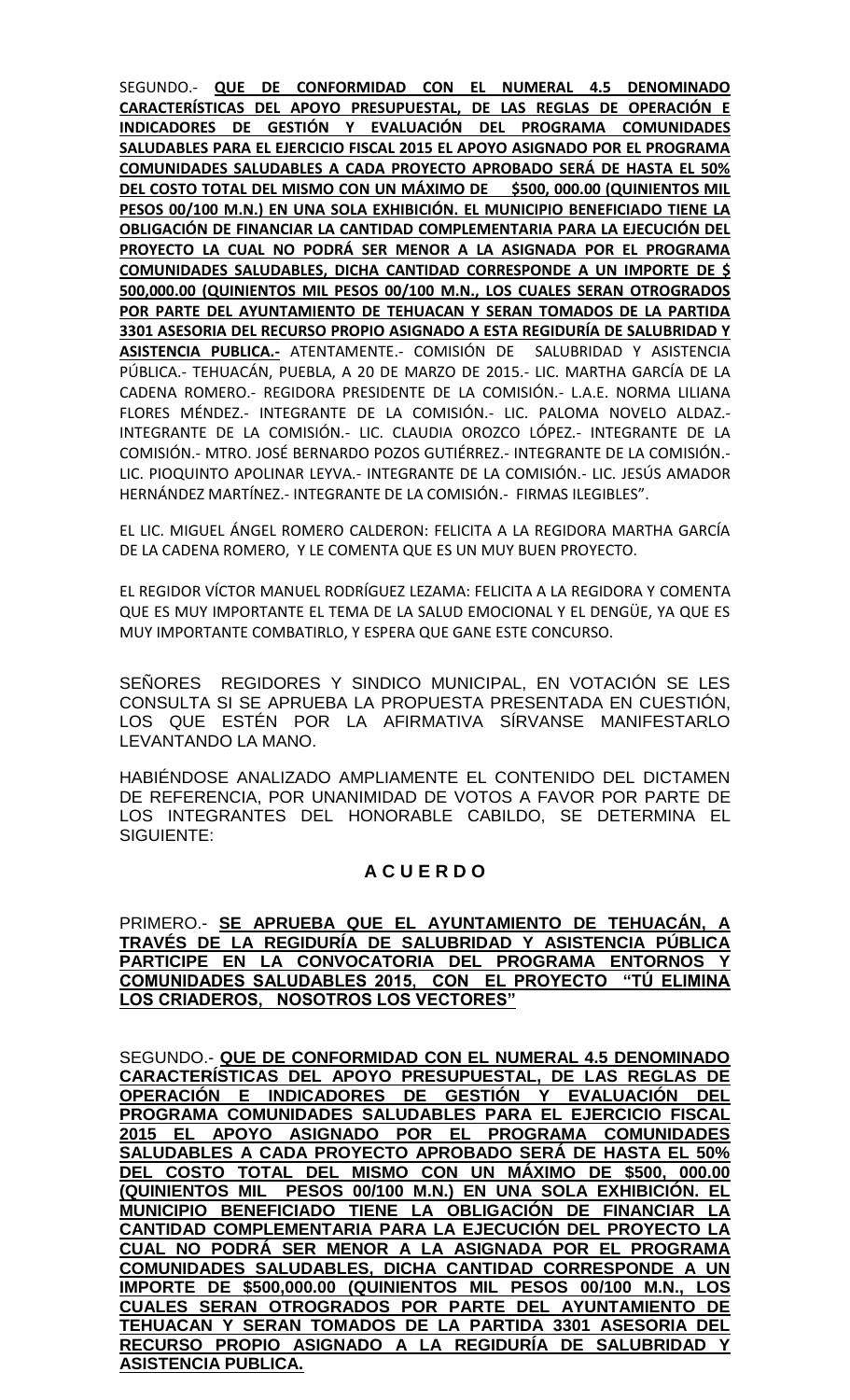SEGUNDO.- **QUE DE CONFORMIDAD CON EL NUMERAL 4.5 DENOMINADO CARACTERÍSTICAS DEL APOYO PRESUPUESTAL, DE LAS REGLAS DE OPERACIÓN E INDICADORES DE GESTIÓN Y EVALUACIÓN DEL PROGRAMA COMUNIDADES SALUDABLES PARA EL EJERCICIO FISCAL 2015 EL APOYO ASIGNADO POR EL PROGRAMA COMUNIDADES SALUDABLES A CADA PROYECTO APROBADO SERÁ DE HASTA EL 50% DEL COSTO TOTAL DEL MISMO CON UN MÁXIMO DE $500, 000.00 (QUINIENTOS MIL PESOS 00/100 M.N.) EN UNA SOLA EXHIBICIÓN. EL MUNICIPIO BENEFICIADO TIENE LA OBLIGACIÓN DE FINANCIAR LA CANTIDAD COMPLEMENTARIA PARA LA EJECUCIÓN DEL PROYECTO LA CUAL NO PODRÁ SER MENOR A LA ASIGNADA POR EL PROGRAMA COMUNIDADES SALUDABLES, DICHA CANTIDAD CORRESPONDE A UN IMPORTE DE $ 500,000.00 (QUINIENTOS MIL PESOS 00/100 M.N., LOS CUALES SERAN OTROGRADOS POR PARTE DEL AYUNTAMIENTO DE TEHUACAN Y SERAN TOMADOS DE LA PARTIDA 3301 ASESORIA DEL RECURSO PROPIO ASIGNADO A ESTA REGIDURÍA DE SALUBRIDAD Y ASISTENCIA PUBLICA.-** ATENTAMENTE.- COMISIÓN DE SALUBRIDAD Y ASISTENCIA PÚBLICA.- TEHUACÁN, PUEBLA, A 20 DE MARZO DE 2015.- LIC. MARTHA GARCÍA DE LA CADENA ROMERO.- REGIDORA PRESIDENTE DE LA COMISIÓN.- L.A.E. NORMA LILIANA FLORES MÉNDEZ.- INTEGRANTE DE LA COMISIÓN.- LIC. PALOMA NOVELO ALDAZ.- INTEGRANTE DE LA COMISIÓN.- LIC. CLAUDIA OROZCO LÓPEZ.- INTEGRANTE DE LA COMISIÓN.- MTRO. JOSÉ BERNARDO POZOS GUTIÉRREZ.- INTEGRANTE DE LA COMISIÓN.- LIC. PIOQUINTO APOLINAR LEYVA.- INTEGRANTE DE LA COMISIÓN.- LIC. JESÚS AMADOR HERNÁNDEZ MARTÍNEZ.- INTEGRANTE DE LA COMISIÓN.- FIRMAS ILEGIBLES".

EL LIC. MIGUEL ÁNGEL ROMERO CALDERON: FELICITA A LA REGIDORA MARTHA GARCÍA DE LA CADENA ROMERO, Y LE COMENTA QUE ES UN MUY BUEN PROYECTO.

EL REGIDOR VÍCTOR MANUEL RODRÍGUEZ LEZAMA: FELICITA A LA REGIDORA Y COMENTA QUE ES MUY IMPORTANTE EL TEMA DE LA SALUD EMOCIONAL Y EL DENGÜE, YA QUE ES MUY IMPORTANTE COMBATIRLO, Y ESPERA QUE GANE ESTE CONCURSO.

SEÑORES REGIDORES Y SINDICO MUNICIPAL, EN VOTACIÓN SE LES CONSULTA SI SE APRUEBA LA PROPUESTA PRESENTADA EN CUESTIÓN, LOS QUE ESTÉN POR LA AFIRMATIVA SÍRVANSE MANIFESTARLO LEVANTANDO LA MANO.

HABIÉNDOSE ANALIZADO AMPLIAMENTE EL CONTENIDO DEL DICTAMEN DE REFERENCIA, POR UNANIMIDAD DE VOTOS A FAVOR POR PARTE DE LOS INTEGRANTES DEL HONORABLE CABILDO, SE DETERMINA EL SIGUIENTE:

## A C U E R D O

PRIMERO.- **SE APRUEBA QUE EL AYUNTAMIENTO DE TEHUACÁN, A TRAVÉS DE LA REGIDURÍA DE SALUBRIDAD Y ASISTENCIA PÚBLICA PARTICIPE EN LA CONVOCATORIA DEL PROGRAMA ENTORNOS Y COMUNIDADES SALUDABLES 2015, CON EL PROYECTO "TÚ ELIMINA LOS CRIADEROS, NOSOTROS LOS VECTORES"**

SEGUNDO.- **QUE DE CONFORMIDAD CON EL NUMERAL 4.5 DENOMINADO CARACTERÍSTICAS DEL APOYO PRESUPUESTAL, DE LAS REGLAS DE OPERACIÓN E INDICADORES DE GESTIÓN Y EVALUACIÓN DEL PROGRAMA COMUNIDADES SALUDABLES PARA EL EJERCICIO FISCAL 2015 EL APOYO ASIGNADO POR EL PROGRAMA COMUNIDADES SALUDABLES A CADA PROYECTO APROBADO SERÁ DE HASTA EL 50% DEL COSTO TOTAL DEL MISMO CON UN MÁXIMO DE $500, 000.00 (QUINIENTOS MIL PESOS 00/100 M.N.) EN UNA SOLA EXHIBICIÓN. EL MUNICIPIO BENEFICIADO TIENE LA OBLIGACIÓN DE FINANCIAR LA CANTIDAD COMPLEMENTARIA PARA LA EJECUCIÓN DEL PROYECTO LA CUAL NO PODRÁ SER MENOR A LA ASIGNADA POR EL PROGRAMA COMUNIDADES SALUDABLES, DICHA CANTIDAD CORRESPONDE A UN IMPORTE DE $500,000.00 (QUINIENTOS MIL PESOS 00/100 M.N., LOS CUALES SERAN OTROGRADOS POR PARTE DEL AYUNTAMIENTO DE TEHUACAN Y SERAN TOMADOS DE LA PARTIDA 3301 ASESORIA DEL RECURSO PROPIO ASIGNADO A LA REGIDURÍA DE SALUBRIDAD Y ASISTENCIA PUBLICA.**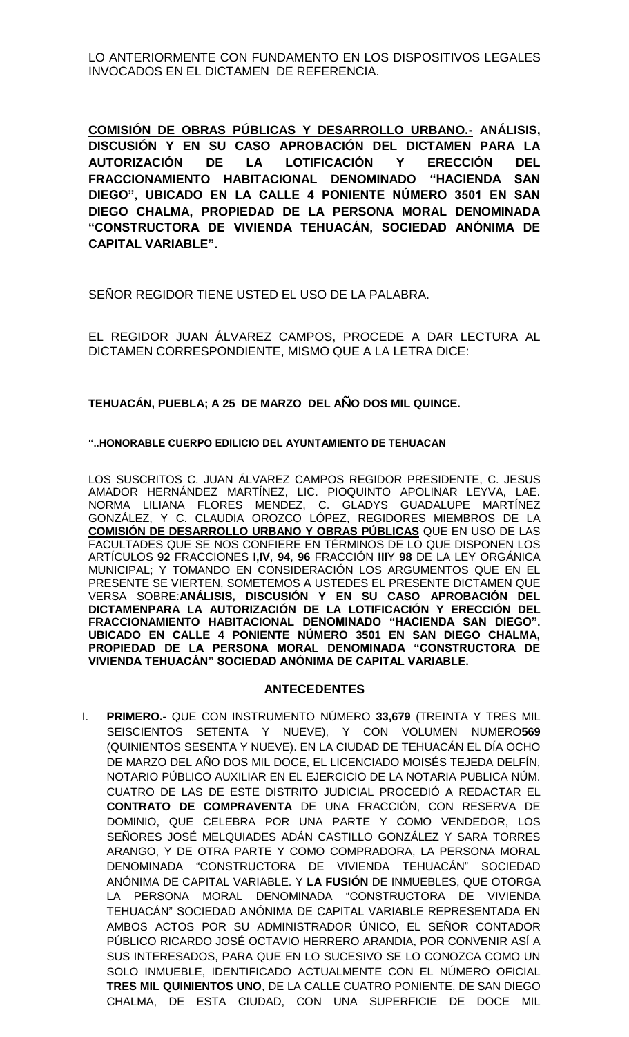LO ANTERIORMENTE CON FUNDAMENTO EN LOS DISPOSITIVOS LEGALES INVOCADOS EN EL DICTAMEN DE REFERENCIA.

**COMISIÓN DE OBRAS PÚBLICAS Y DESARROLLO URBANO.- ANÁLISIS, DISCUSIÓN Y EN SU CASO APROBACIÓN DEL DICTAMEN PARA LA AUTORIZACIÓN DE LA LOTIFICACIÓN Y ERECCIÓN DEL FRACCIONAMIENTO HABITACIONAL DENOMINADO "HACIENDA SAN DIEGO", UBICADO EN LA CALLE 4 PONIENTE NÚMERO 3501 EN SAN DIEGO CHALMA, PROPIEDAD DE LA PERSONA MORAL DENOMINADA "CONSTRUCTORA DE VIVIENDA TEHUACÁN, SOCIEDAD ANÓNIMA DE CAPITAL VARIABLE".**

SEÑOR REGIDOR TIENE USTED EL USO DE LA PALABRA.

EL REGIDOR JUAN ÁLVAREZ CAMPOS, PROCEDE A DAR LECTURA AL DICTAMEN CORRESPONDIENTE, MISMO QUE A LA LETRA DICE:

**TEHUACÁN, PUEBLA; A 25 DE MARZO DEL AÑO DOS MIL QUINCE.**

**"..HONORABLE CUERPO EDILICIO DEL AYUNTAMIENTO DE TEHUACAN**

LOS SUSCRITOS C. JUAN ÁLVAREZ CAMPOS REGIDOR PRESIDENTE, C. JESUS AMADOR HERNÁNDEZ MARTÍNEZ, LIC. PIOQUINTO APOLINAR LEYVA, LAE. NORMA LILIANA FLORES MENDEZ, C. GLADYS GUADALUPE MARTÍNEZ GONZÁLEZ, Y C. CLAUDIA OROZCO LÓPEZ, REGIDORES MIEMBROS DE LA **COMISIÓN DE DESARROLLO URBANO Y OBRAS PÚBLICAS** QUE EN USO DE LAS FACULTADES QUE SE NOS CONFIERE EN TÉRMINOS DE LO QUE DISPONEN LOS ARTÍCULOS **92** FRACCIONES **I,IV**, **94**, **96** FRACCIÓN **III**Y **98** DE LA LEY ORGÁNICA MUNICIPAL; Y TOMANDO EN CONSIDERACIÓN LOS ARGUMENTOS QUE EN EL PRESENTE SE VIERTEN, SOMETEMOS A USTEDES EL PRESENTE DICTAMEN QUE VERSA SOBRE:**ANÁLISIS, DISCUSIÓN Y EN SU CASO APROBACIÓN DEL DICTAMENPARA LA AUTORIZACIÓN DE LA LOTIFICACIÓN Y ERECCIÓN DEL FRACCIONAMIENTO HABITACIONAL DENOMINADO "HACIENDA SAN DIEGO". UBICADO EN CALLE 4 PONIENTE NÚMERO 3501 EN SAN DIEGO CHALMA, PROPIEDAD DE LA PERSONA MORAL DENOMINADA "CONSTRUCTORA DE VIVIENDA TEHUACÁN" SOCIEDAD ANÓNIMA DE CAPITAL VARIABLE.**

**ANTECEDENTES**

I. **PRIMERO.-** QUE CON INSTRUMENTO NÚMERO **33,679** (TREINTA Y TRES MIL SEISCIENTOS SETENTA Y NUEVE), Y CON VOLUMEN NUMERO**569** (QUINIENTOS SESENTA Y NUEVE). EN LA CIUDAD DE TEHUACÁN EL DÍA OCHO DE MARZO DEL AÑO DOS MIL DOCE, EL LICENCIADO MOISÉS TEJEDA DELFÍN, NOTARIO PÚBLICO AUXILIAR EN EL EJERCICIO DE LA NOTARIA PUBLICA NÚM. CUATRO DE LAS DE ESTE DISTRITO JUDICIAL PROCEDIÓ A REDACTAR EL **CONTRATO DE COMPRAVENTA** DE UNA FRACCIÓN, CON RESERVA DE DOMINIO, QUE CELEBRA POR UNA PARTE Y COMO VENDEDOR, LOS SEÑORES JOSÉ MELQUIADES ADÁN CASTILLO GONZÁLEZ Y SARA TORRES ARANGO, Y DE OTRA PARTE Y COMO COMPRADORA, LA PERSONA MORAL DENOMINADA "CONSTRUCTORA DE VIVIENDA TEHUACÁN" SOCIEDAD ANÓNIMA DE CAPITAL VARIABLE. Y **LA FUSIÓN** DE INMUEBLES, QUE OTORGA LA PERSONA MORAL DENOMINADA "CONSTRUCTORA DE VIVIENDA TEHUACÁN" SOCIEDAD ANÓNIMA DE CAPITAL VARIABLE REPRESENTADA EN AMBOS ACTOS POR SU ADMINISTRADOR ÚNICO, EL SEÑOR CONTADOR PÚBLICO RICARDO JOSÉ OCTAVIO HERRERO ARANDIA, POR CONVENIR ASÍ A SUS INTERESADOS, PARA QUE EN LO SUCESIVO SE LO CONOZCA COMO UN SOLO INMUEBLE, IDENTIFICADO ACTUALMENTE CON EL NÚMERO OFICIAL **TRES MIL QUINIENTOS UNO**, DE LA CALLE CUATRO PONIENTE, DE SAN DIEGO CHALMA, DE ESTA CIUDAD, CON UNA SUPERFICIE DE DOCE MIL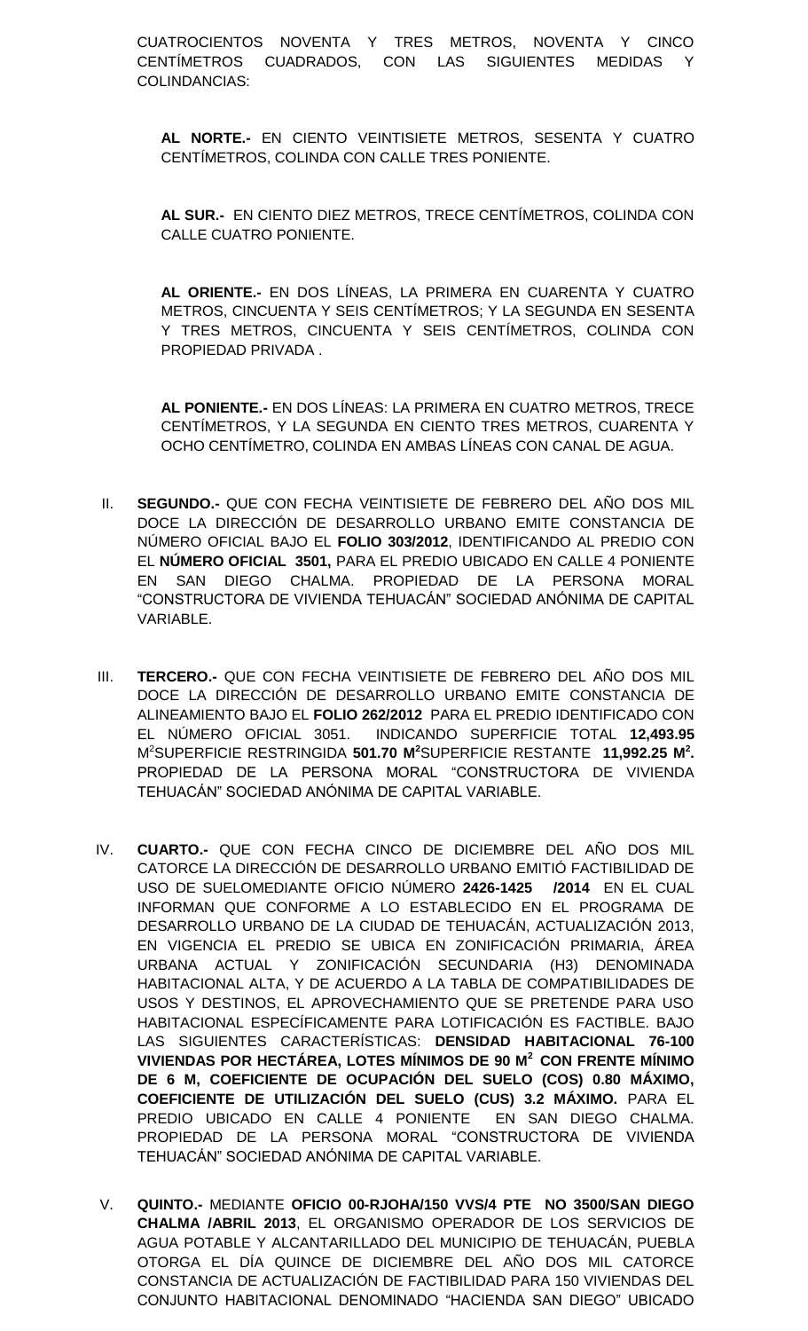CUATROCIENTOS NOVENTA Y TRES METROS, NOVENTA Y CINCO CENTÍMETROS CUADRADOS, CON LAS SIGUIENTES MEDIDAS Y COLINDANCIAS:

**AL NORTE.-** EN CIENTO VEINTISIETE METROS, SESENTA Y CUATRO CENTÍMETROS, COLINDA CON CALLE TRES PONIENTE.

**AL SUR.-** EN CIENTO DIEZ METROS, TRECE CENTÍMETROS, COLINDA CON CALLE CUATRO PONIENTE.

**AL ORIENTE.-** EN DOS LÍNEAS, LA PRIMERA EN CUARENTA Y CUATRO METROS, CINCUENTA Y SEIS CENTÍMETROS; Y LA SEGUNDA EN SESENTA Y TRES METROS, CINCUENTA Y SEIS CENTÍMETROS, COLINDA CON PROPIEDAD PRIVADA .

**AL PONIENTE.-** EN DOS LÍNEAS: LA PRIMERA EN CUATRO METROS, TRECE CENTÍMETROS, Y LA SEGUNDA EN CIENTO TRES METROS, CUARENTA Y OCHO CENTÍMETRO, COLINDA EN AMBAS LÍNEAS CON CANAL DE AGUA.

II. **SEGUNDO.-** QUE CON FECHA VEINTISIETE DE FEBRERO DEL AÑO DOS MIL DOCE LA DIRECCIÓN DE DESARROLLO URBANO EMITE CONSTANCIA DE NÚMERO OFICIAL BAJO EL **FOLIO 303/2012**, IDENTIFICANDO AL PREDIO CON EL **NÚMERO OFICIAL 3501,** PARA EL PREDIO UBICADO EN CALLE 4 PONIENTE EN SAN DIEGO CHALMA. PROPIEDAD DE LA PERSONA MORAL "CONSTRUCTORA DE VIVIENDA TEHUACÁN" SOCIEDAD ANÓNIMA DE CAPITAL VARIABLE.

III. **TERCERO.-** QUE CON FECHA VEINTISIETE DE FEBRERO DEL AÑO DOS MIL DOCE LA DIRECCIÓN DE DESARROLLO URBANO EMITE CONSTANCIA DE ALINEAMIENTO BAJO EL **FOLIO 262/2012** PARA EL PREDIO IDENTIFICADO CON EL NÚMERO OFICIAL 3051. INDICANDO SUPERFICIE TOTAL **12,493.95** $M^2$SUPERFICIE RESTRINGIDA **501.70 $M^2$**SUPERFICIE RESTANTE **11,992.25 $M^2$.** PROPIEDAD DE LA PERSONA MORAL "CONSTRUCTORA DE VIVIENDA TEHUACÁN" SOCIEDAD ANÓNIMA DE CAPITAL VARIABLE.

IV. **CUARTO.-** QUE CON FECHA CINCO DE DICIEMBRE DEL AÑO DOS MIL CATORCE LA DIRECCIÓN DE DESARROLLO URBANO EMITIÓ FACTIBILIDAD DE USO DE SUELOMEDIANTE OFICIO NÚMERO **2426-1425 /2014** EN EL CUAL INFORMAN QUE CONFORME A LO ESTABLECIDO EN EL PROGRAMA DE DESARROLLO URBANO DE LA CIUDAD DE TEHUACÁN, ACTUALIZACIÓN 2013, EN VIGENCIA EL PREDIO SE UBICA EN ZONIFICACIÓN PRIMARIA, ÁREA URBANA ACTUAL Y ZONIFICACIÓN SECUNDARIA (H3) DENOMINADA HABITACIONAL ALTA, Y DE ACUERDO A LA TABLA DE COMPATIBILIDADES DE USOS Y DESTINOS, EL APROVECHAMIENTO QUE SE PRETENDE PARA USO HABITACIONAL ESPECÍFICAMENTE PARA LOTIFICACIÓN ES FACTIBLE. BAJO LAS SIGUIENTES CARACTERÍSTICAS: **DENSIDAD HABITACIONAL 76-100 VIVIENDAS POR HECTÁREA, LOTES MÍNIMOS DE 90 $M^2$ CON FRENTE MÍNIMO DE 6 M, COEFICIENTE DE OCUPACIÓN DEL SUELO (COS) 0.80 MÁXIMO, COEFICIENTE DE UTILIZACIÓN DEL SUELO (CUS) 3.2 MÁXIMO.** PARA EL PREDIO UBICADO EN CALLE 4 PONIENTE EN SAN DIEGO CHALMA. PROPIEDAD DE LA PERSONA MORAL "CONSTRUCTORA DE VIVIENDA TEHUACÁN" SOCIEDAD ANÓNIMA DE CAPITAL VARIABLE.

V. **QUINTO.-** MEDIANTE **OFICIO 00-RJOHA/150 VVS/4 PTE NO 3500/SAN DIEGO CHALMA /ABRIL 2013**, EL ORGANISMO OPERADOR DE LOS SERVICIOS DE AGUA POTABLE Y ALCANTARILLADO DEL MUNICIPIO DE TEHUACÁN, PUEBLA OTORGA EL DÍA QUINCE DE DICIEMBRE DEL AÑO DOS MIL CATORCE CONSTANCIA DE ACTUALIZACIÓN DE FACTIBILIDAD PARA 150 VIVIENDAS DEL CONJUNTO HABITACIONAL DENOMINADO "HACIENDA SAN DIEGO" UBICADO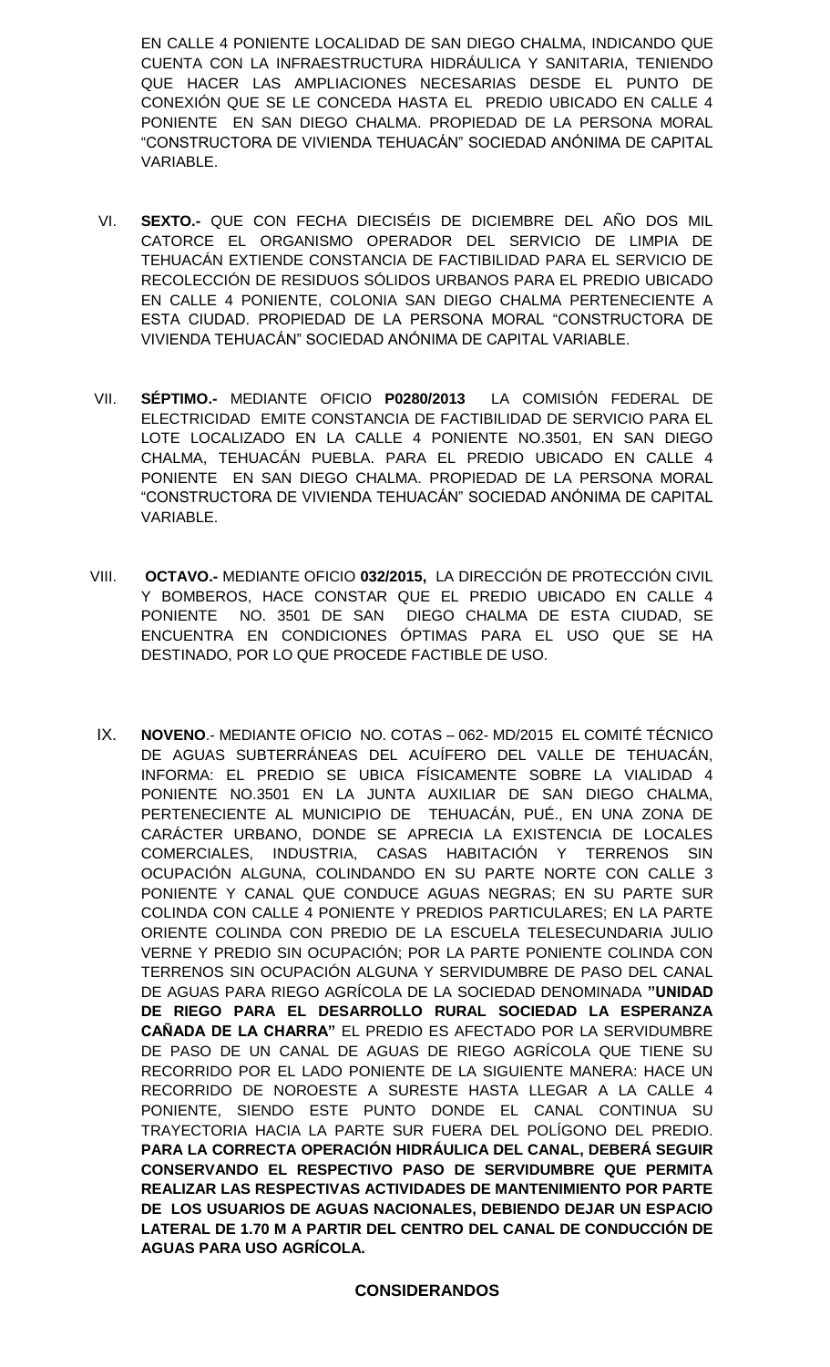EN CALLE 4 PONIENTE LOCALIDAD DE SAN DIEGO CHALMA, INDICANDO QUE CUENTA CON LA INFRAESTRUCTURA HIDRÁULICA Y SANITARIA, TENIENDO QUE HACER LAS AMPLIACIONES NECESARIAS DESDE EL PUNTO DE CONEXIÓN QUE SE LE CONCEDA HASTA EL PREDIO UBICADO EN CALLE 4 PONIENTE EN SAN DIEGO CHALMA. PROPIEDAD DE LA PERSONA MORAL "CONSTRUCTORA DE VIVIENDA TEHUACÁN" SOCIEDAD ANÓNIMA DE CAPITAL VARIABLE.

VI. **SEXTO.-** QUE CON FECHA DIECISÉIS DE DICIEMBRE DEL AÑO DOS MIL CATORCE EL ORGANISMO OPERADOR DEL SERVICIO DE LIMPIA DE TEHUACÁN EXTIENDE CONSTANCIA DE FACTIBILIDAD PARA EL SERVICIO DE RECOLECCIÓN DE RESIDUOS SÓLIDOS URBANOS PARA EL PREDIO UBICADO EN CALLE 4 PONIENTE, COLONIA SAN DIEGO CHALMA PERTENECIENTE A ESTA CIUDAD. PROPIEDAD DE LA PERSONA MORAL "CONSTRUCTORA DE VIVIENDA TEHUACÁN" SOCIEDAD ANÓNIMA DE CAPITAL VARIABLE.

VII. **SÉPTIMO.-** MEDIANTE OFICIO **P0280/2013** LA COMISIÓN FEDERAL DE ELECTRICIDAD EMITE CONSTANCIA DE FACTIBILIDAD DE SERVICIO PARA EL LOTE LOCALIZADO EN LA CALLE 4 PONIENTE NO.3501, EN SAN DIEGO CHALMA, TEHUACÁN PUEBLA. PARA EL PREDIO UBICADO EN CALLE 4 PONIENTE EN SAN DIEGO CHALMA. PROPIEDAD DE LA PERSONA MORAL "CONSTRUCTORA DE VIVIENDA TEHUACÁN" SOCIEDAD ANÓNIMA DE CAPITAL VARIABLE.

VIII. **OCTAVO.-** MEDIANTE OFICIO **032/2015,** LA DIRECCIÓN DE PROTECCIÓN CIVIL Y BOMBEROS, HACE CONSTAR QUE EL PREDIO UBICADO EN CALLE 4 PONIENTE NO. 3501 DE SAN DIEGO CHALMA DE ESTA CIUDAD, SE ENCUENTRA EN CONDICIONES ÓPTIMAS PARA EL USO QUE SE HA DESTINADO, POR LO QUE PROCEDE FACTIBLE DE USO.

IX. **NOVENO**.- MEDIANTE OFICIO NO. COTAS – 062- MD/2015 EL COMITÉ TÉCNICO DE AGUAS SUBTERRÁNEAS DEL ACUÍFERO DEL VALLE DE TEHUACÁN, INFORMA: EL PREDIO SE UBICA FÍSICAMENTE SOBRE LA VIALIDAD 4 PONIENTE NO.3501 EN LA JUNTA AUXILIAR DE SAN DIEGO CHALMA, PERTENECIENTE AL MUNICIPIO DE TEHUACÁN, PUÉ., EN UNA ZONA DE CARÁCTER URBANO, DONDE SE APRECIA LA EXISTENCIA DE LOCALES COMERCIALES, INDUSTRIA, CASAS HABITACIÓN Y TERRENOS SIN OCUPACIÓN ALGUNA, COLINDANDO EN SU PARTE NORTE CON CALLE 3 PONIENTE Y CANAL QUE CONDUCE AGUAS NEGRAS; EN SU PARTE SUR COLINDA CON CALLE 4 PONIENTE Y PREDIOS PARTICULARES; EN LA PARTE ORIENTE COLINDA CON PREDIO DE LA ESCUELA TELESECUNDARIA JULIO VERNE Y PREDIO SIN OCUPACIÓN; POR LA PARTE PONIENTE COLINDA CON TERRENOS SIN OCUPACIÓN ALGUNA Y SERVIDUMBRE DE PASO DEL CANAL DE AGUAS PARA RIEGO AGRÍCOLA DE LA SOCIEDAD DENOMINADA **"UNIDAD DE RIEGO PARA EL DESARROLLO RURAL SOCIEDAD LA ESPERANZA CAÑADA DE LA CHARRA"** EL PREDIO ES AFECTADO POR LA SERVIDUMBRE DE PASO DE UN CANAL DE AGUAS DE RIEGO AGRÍCOLA QUE TIENE SU RECORRIDO POR EL LADO PONIENTE DE LA SIGUIENTE MANERA: HACE UN RECORRIDO DE NOROESTE A SURESTE HASTA LLEGAR A LA CALLE 4 PONIENTE, SIENDO ESTE PUNTO DONDE EL CANAL CONTINUA SU TRAYECTORIA HACIA LA PARTE SUR FUERA DEL POLÍGONO DEL PREDIO. **PARA LA CORRECTA OPERACIÓN HIDRÁULICA DEL CANAL, DEBERÁ SEGUIR CONSERVANDO EL RESPECTIVO PASO DE SERVIDUMBRE QUE PERMITA REALIZAR LAS RESPECTIVAS ACTIVIDADES DE MANTENIMIENTO POR PARTE DE LOS USUARIOS DE AGUAS NACIONALES, DEBIENDO DEJAR UN ESPACIO LATERAL DE 1.70 M A PARTIR DEL CENTRO DEL CANAL DE CONDUCCIÓN DE AGUAS PARA USO AGRÍCOLA.**

## CONSIDERANDOS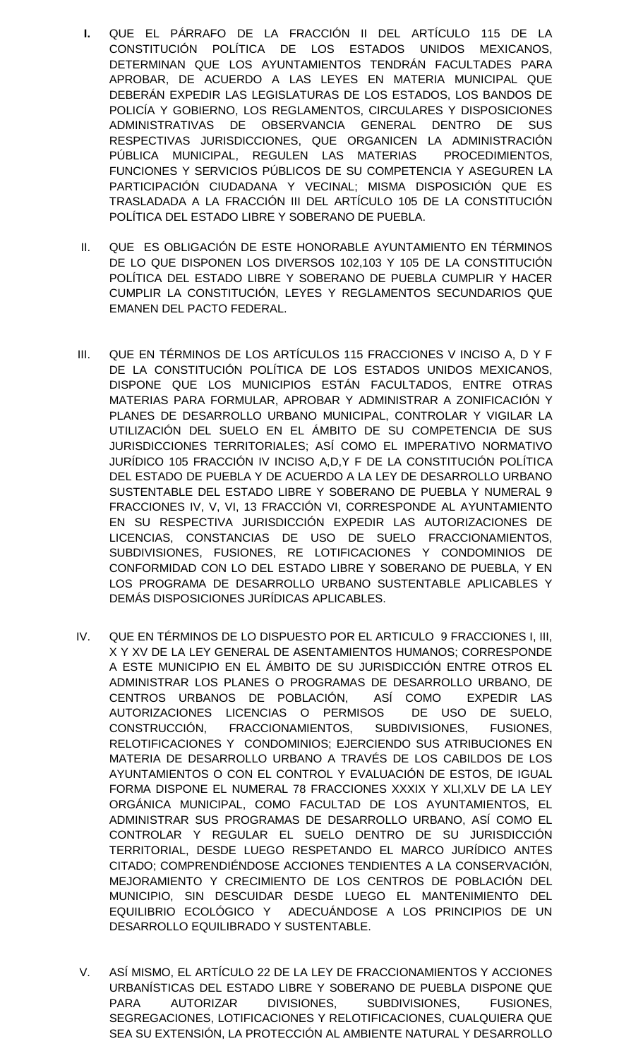**I.** QUE EL PÁRRAFO DE LA FRACCIÓN II DEL ARTÍCULO 115 DE LA CONSTITUCIÓN POLÍTICA DE LOS ESTADOS UNIDOS MEXICANOS, DETERMINAN QUE LOS AYUNTAMIENTOS TENDRÁN FACULTADES PARA APROBAR, DE ACUERDO A LAS LEYES EN MATERIA MUNICIPAL QUE DEBERÁN EXPEDIR LAS LEGISLATURAS DE LOS ESTADOS, LOS BANDOS DE POLICÍA Y GOBIERNO, LOS REGLAMENTOS, CIRCULARES Y DISPOSICIONES ADMINISTRATIVAS DE OBSERVANCIA GENERAL DENTRO DE SUS RESPECTIVAS JURISDICCIONES, QUE ORGANICEN LA ADMINISTRACIÓN PÚBLICA MUNICIPAL, REGULEN LAS MATERIAS PROCEDIMIENTOS, FUNCIONES Y SERVICIOS PÚBLICOS DE SU COMPETENCIA Y ASEGUREN LA PARTICIPACIÓN CIUDADANA Y VECINAL; MISMA DISPOSICIÓN QUE ES TRASLADADA A LA FRACCIÓN III DEL ARTÍCULO 105 DE LA CONSTITUCIÓN POLÍTICA DEL ESTADO LIBRE Y SOBERANO DE PUEBLA.

II. QUE ES OBLIGACIÓN DE ESTE HONORABLE AYUNTAMIENTO EN TÉRMINOS DE LO QUE DISPONEN LOS DIVERSOS 102,103 Y 105 DE LA CONSTITUCIÓN POLÍTICA DEL ESTADO LIBRE Y SOBERANO DE PUEBLA CUMPLIR Y HACER CUMPLIR LA CONSTITUCIÓN, LEYES Y REGLAMENTOS SECUNDARIOS QUE EMANEN DEL PACTO FEDERAL.

III. QUE EN TÉRMINOS DE LOS ARTÍCULOS 115 FRACCIONES V INCISO A, D Y F DE LA CONSTITUCIÓN POLÍTICA DE LOS ESTADOS UNIDOS MEXICANOS, DISPONE QUE LOS MUNICIPIOS ESTÁN FACULTADOS, ENTRE OTRAS MATERIAS PARA FORMULAR, APROBAR Y ADMINISTRAR A ZONIFICACIÓN Y PLANES DE DESARROLLO URBANO MUNICIPAL, CONTROLAR Y VIGILAR LA UTILIZACIÓN DEL SUELO EN EL ÁMBITO DE SU COMPETENCIA DE SUS JURISDICCIONES TERRITORIALES; ASÍ COMO EL IMPERATIVO NORMATIVO JURÍDICO 105 FRACCIÓN IV INCISO A,D,Y F DE LA CONSTITUCIÓN POLÍTICA DEL ESTADO DE PUEBLA Y DE ACUERDO A LA LEY DE DESARROLLO URBANO SUSTENTABLE DEL ESTADO LIBRE Y SOBERANO DE PUEBLA Y NUMERAL 9 FRACCIONES IV, V, VI, 13 FRACCIÓN VI, CORRESPONDE AL AYUNTAMIENTO EN SU RESPECTIVA JURISDICCIÓN EXPEDIR LAS AUTORIZACIONES DE LICENCIAS, CONSTANCIAS DE USO DE SUELO FRACCIONAMIENTOS, SUBDIVISIONES, FUSIONES, RE LOTIFICACIONES Y CONDOMINIOS DE CONFORMIDAD CON LO DEL ESTADO LIBRE Y SOBERANO DE PUEBLA, Y EN LOS PROGRAMA DE DESARROLLO URBANO SUSTENTABLE APLICABLES Y DEMÁS DISPOSICIONES JURÍDICAS APLICABLES.

IV. QUE EN TÉRMINOS DE LO DISPUESTO POR EL ARTICULO 9 FRACCIONES I, III, X Y XV DE LA LEY GENERAL DE ASENTAMIENTOS HUMANOS; CORRESPONDE A ESTE MUNICIPIO EN EL ÁMBITO DE SU JURISDICCIÓN ENTRE OTROS EL ADMINISTRAR LOS PLANES O PROGRAMAS DE DESARROLLO URBANO, DE CENTROS URBANOS DE POBLACIÓN, ASÍ COMO EXPEDIR LAS AUTORIZACIONES LICENCIAS O PERMISOS DE USO DE SUELO, CONSTRUCCIÓN, FRACCIONAMIENTOS, SUBDIVISIONES, FUSIONES, RELOTIFICACIONES Y CONDOMINIOS; EJERCIENDO SUS ATRIBUCIONES EN MATERIA DE DESARROLLO URBANO A TRAVÉS DE LOS CABILDOS DE LOS AYUNTAMIENTOS O CON EL CONTROL Y EVALUACIÓN DE ESTOS, DE IGUAL FORMA DISPONE EL NUMERAL 78 FRACCIONES XXXIX Y XLI,XLV DE LA LEY ORGÁNICA MUNICIPAL, COMO FACULTAD DE LOS AYUNTAMIENTOS, EL ADMINISTRAR SUS PROGRAMAS DE DESARROLLO URBANO, ASÍ COMO EL CONTROLAR Y REGULAR EL SUELO DENTRO DE SU JURISDICCIÓN TERRITORIAL, DESDE LUEGO RESPETANDO EL MARCO JURÍDICO ANTES CITADO; COMPRENDIÉNDOSE ACCIONES TENDIENTES A LA CONSERVACIÓN, MEJORAMIENTO Y CRECIMIENTO DE LOS CENTROS DE POBLACIÓN DEL MUNICIPIO, SIN DESCUIDAR DESDE LUEGO EL MANTENIMIENTO DEL EQUILIBRIO ECOLÓGICO Y ADECUÁNDOSE A LOS PRINCIPIOS DE UN DESARROLLO EQUILIBRADO Y SUSTENTABLE.

V. ASÍ MISMO, EL ARTÍCULO 22 DE LA LEY DE FRACCIONAMIENTOS Y ACCIONES URBANÍSTICAS DEL ESTADO LIBRE Y SOBERANO DE PUEBLA DISPONE QUE PARA AUTORIZAR DIVISIONES, SUBDIVISIONES, FUSIONES, SEGREGACIONES, LOTIFICACIONES Y RELOTIFICACIONES, CUALQUIERA QUE SEA SU EXTENSIÓN, LA PROTECCIÓN AL AMBIENTE NATURAL Y DESARROLLO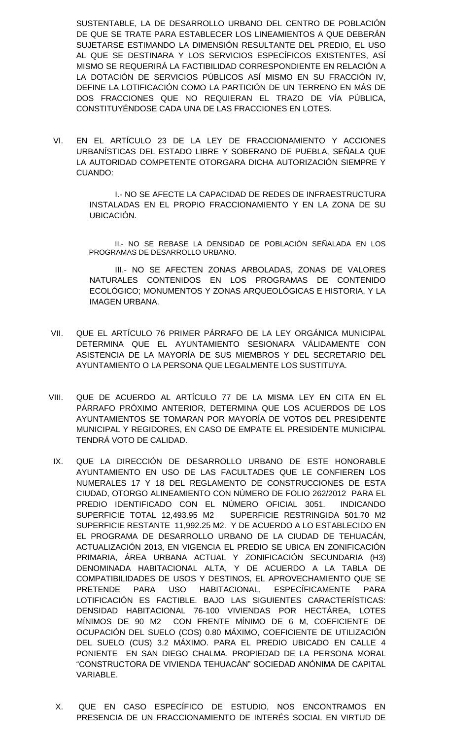SUSTENTABLE, LA DE DESARROLLO URBANO DEL CENTRO DE POBLACIÓN DE QUE SE TRATE PARA ESTABLECER LOS LINEAMIENTOS A QUE DEBERÁN SUJETARSE ESTIMANDO LA DIMENSIÓN RESULTANTE DEL PREDIO, EL USO AL QUE SE DESTINARA Y LOS SERVICIOS ESPECÍFICOS EXISTENTES, ASÍ MISMO SE REQUERIRÁ LA FACTIBILIDAD CORRESPONDIENTE EN RELACIÓN A LA DOTACIÓN DE SERVICIOS PÚBLICOS ASÍ MISMO EN SU FRACCIÓN IV, DEFINE LA LOTIFICACIÓN COMO LA PARTICIÓN DE UN TERRENO EN MÁS DE DOS FRACCIONES QUE NO REQUIERAN EL TRAZO DE VÍA PÚBLICA, CONSTITUYÉNDOSE CADA UNA DE LAS FRACCIONES EN LOTES.

VI. EN EL ARTÍCULO 23 DE LA LEY DE FRACCIONAMIENTO Y ACCIONES URBANÍSTICAS DEL ESTADO LIBRE Y SOBERANO DE PUEBLA, SEÑALA QUE LA AUTORIDAD COMPETENTE OTORGARA DICHA AUTORIZACIÓN SIEMPRE Y CUANDO:

I.- NO SE AFECTE LA CAPACIDAD DE REDES DE INFRAESTRUCTURA INSTALADAS EN EL PROPIO FRACCIONAMIENTO Y EN LA ZONA DE SU UBICACIÓN.

II.- NO SE REBASE LA DENSIDAD DE POBLACIÓN SEÑALADA EN LOS PROGRAMAS DE DESARROLLO URBANO.

III.- NO SE AFECTEN ZONAS ARBOLADAS, ZONAS DE VALORES NATURALES CONTENIDOS EN LOS PROGRAMAS DE CONTENIDO ECOLÓGICO; MONUMENTOS Y ZONAS ARQUEOLÓGICAS E HISTORIA, Y LA IMAGEN URBANA.

VII. QUE EL ARTÍCULO 76 PRIMER PÁRRAFO DE LA LEY ORGÁNICA MUNICIPAL DETERMINA QUE EL AYUNTAMIENTO SESIONARA VÁLIDAMENTE CON ASISTENCIA DE LA MAYORÍA DE SUS MIEMBROS Y DEL SECRETARIO DEL AYUNTAMIENTO O LA PERSONA QUE LEGALMENTE LOS SUSTITUYA.

VIII. QUE DE ACUERDO AL ARTÍCULO 77 DE LA MISMA LEY EN CITA EN EL PÁRRAFO PRÓXIMO ANTERIOR, DETERMINA QUE LOS ACUERDOS DE LOS AYUNTAMIENTOS SE TOMARAN POR MAYORÍA DE VOTOS DEL PRESIDENTE MUNICIPAL Y REGIDORES, EN CASO DE EMPATE EL PRESIDENTE MUNICIPAL TENDRÁ VOTO DE CALIDAD.

IX. QUE LA DIRECCIÓN DE DESARROLLO URBANO DE ESTE HONORABLE AYUNTAMIENTO EN USO DE LAS FACULTADES QUE LE CONFIEREN LOS NUMERALES 17 Y 18 DEL REGLAMENTO DE CONSTRUCCIONES DE ESTA CIUDAD, OTORGO ALINEAMIENTO CON NÚMERO DE FOLIO 262/2012 PARA EL PREDIO IDENTIFICADO CON EL NÚMERO OFICIAL 3051. INDICANDO SUPERFICIE TOTAL 12,493.95 M2 SUPERFICIE RESTRINGIDA 501.70 M2 SUPERFICIE RESTANTE 11,992.25 M2. Y DE ACUERDO A LO ESTABLECIDO EN EL PROGRAMA DE DESARROLLO URBANO DE LA CIUDAD DE TEHUACÁN, ACTUALIZACIÓN 2013, EN VIGENCIA EL PREDIO SE UBICA EN ZONIFICACIÓN PRIMARIA, ÁREA URBANA ACTUAL Y ZONIFICACIÓN SECUNDARIA (H3) DENOMINADA HABITACIONAL ALTA, Y DE ACUERDO A LA TABLA DE COMPATIBILIDADES DE USOS Y DESTINOS, EL APROVECHAMIENTO QUE SE PRETENDE PARA USO HABITACIONAL, ESPECÍFICAMENTE PARA LOTIFICACIÓN ES FACTIBLE. BAJO LAS SIGUIENTES CARACTERÍSTICAS: DENSIDAD HABITACIONAL 76-100 VIVIENDAS POR HECTÁREA, LOTES MÍNIMOS DE 90 M2 CON FRENTE MÍNIMO DE 6 M, COEFICIENTE DE OCUPACIÓN DEL SUELO (COS) 0.80 MÁXIMO, COEFICIENTE DE UTILIZACIÓN DEL SUELO (CUS) 3.2 MÁXIMO. PARA EL PREDIO UBICADO EN CALLE 4 PONIENTE EN SAN DIEGO CHALMA. PROPIEDAD DE LA PERSONA MORAL "CONSTRUCTORA DE VIVIENDA TEHUACÁN" SOCIEDAD ANÓNIMA DE CAPITAL VARIABLE.

X. QUE EN CASO ESPECÍFICO DE ESTUDIO, NOS ENCONTRAMOS EN PRESENCIA DE UN FRACCIONAMIENTO DE INTERÉS SOCIAL EN VIRTUD DE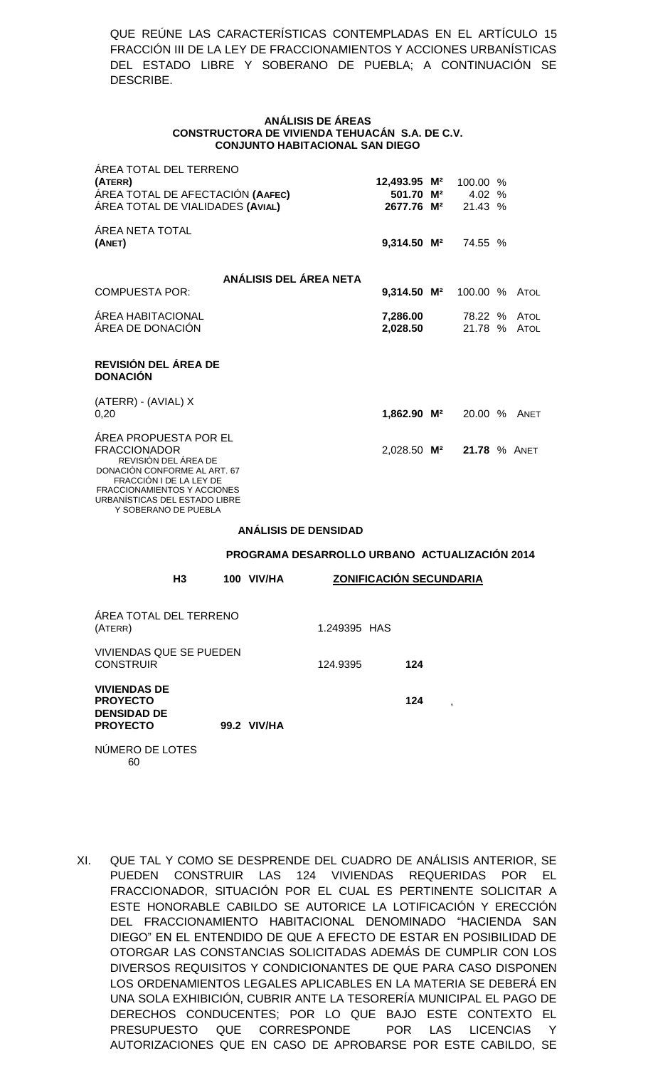QUE REÚNE LAS CARACTERÍSTICAS CONTEMPLADAS EN EL ARTÍCULO 15 FRACCIÓN III DE LA LEY DE FRACCIONAMIENTOS Y ACCIONES URBANÍSTICAS DEL ESTADO LIBRE Y SOBERANO DE PUEBLA; A CONTINUACIÓN SE DESCRIBE.

**ANÁLISIS DE ÁREAS**
**CONSTRUCTORA DE VIVIENDA TEHUACÁN S.A. DE C.V.**
**CONJUNTO HABITACIONAL SAN DIEGO**

| | | | |
|---|---|---|---|
| ÁREA TOTAL DEL TERRENO **(ATERR)** | **12,493.95 M²** | 100.00 % | |
| ÁREA TOTAL DE AFECTACIÓN **(AAFEC)** | **501.70 M²** | 4.02 % | |
| ÁREA TOTAL DE VIALIDADES **(AVIAL)** | **2677.76 M²** | 21.43 % | |
| ÁREA NETA TOTAL **(ANET)** | **9,314.50 M²** | 74.55 % | |
| **ANÁLISIS DEL ÁREA NETA** | | | |
| COMPUESTA POR: | **9,314.50 M²** | 100.00 % | ATOL |
| ÁREA HABITACIONAL | **7,286.00** | 78.22 % | ATOL |
| ÁREA DE DONACIÓN | **2,028.50** | 21.78 % | ATOL |
| **REVISIÓN DEL ÁREA DE DONACIÓN** | | | |
| (ATERR) - (AVIAL) X 0,20 | **1,862.90 M²** | 20.00 % | ANET |
| ÁREA PROPUESTA POR EL FRACCIONADOR<br>REVISIÓN DEL ÁREA DE DONACIÓN CONFORME AL ART. 67 FRACCIÓN I DE LA LEY DE FRACCIONAMIENTOS Y ACCIONES URBANÍSTICAS DEL ESTADO LIBRE Y SOBERANO DE PUEBLA | 2,028.50 **M²** | **21.78** % | ANET |

**ANÁLISIS DE DENSIDAD**

**PROGRAMA DESARROLLO URBANO ACTUALIZACIÓN 2014**

| **H3** | **100 VIV/HA** | **ZONIFICACIÓN SECUNDARIA** | |
|---|---|---|---|
| ÁREA TOTAL DEL TERRENO (ATERR) | | 1.249395 HAS | |
| VIVIENDAS QUE SE PUEDEN CONSTRUIR | | 124.9395 | **124** |
| **VIVIENDAS DE PROYECTO** | | | **124** |
| **DENSIDAD DE PROYECTO** | **99.2 VIV/HA** | | |
| NÚMERO DE LOTES 60 | | | |

XI. QUE TAL Y COMO SE DESPRENDE DEL CUADRO DE ANÁLISIS ANTERIOR, SE PUEDEN CONSTRUIR LAS 124 VIVIENDAS REQUERIDAS POR EL FRACCIONADOR, SITUACIÓN POR EL CUAL ES PERTINENTE SOLICITAR A ESTE HONORABLE CABILDO SE AUTORICE LA LOTIFICACIÓN Y ERECCIÓN DEL FRACCIONAMIENTO HABITACIONAL DENOMINADO "HACIENDA SAN DIEGO" EN EL ENTENDIDO DE QUE A EFECTO DE ESTAR EN POSIBILIDAD DE OTORGAR LAS CONSTANCIAS SOLICITADAS ADEMÁS DE CUMPLIR CON LOS DIVERSOS REQUISITOS Y CONDICIONANTES DE QUE PARA CASO DISPONEN LOS ORDENAMIENTOS LEGALES APLICABLES EN LA MATERIA SE DEBERÁ EN UNA SOLA EXHIBICIÓN, CUBRIR ANTE LA TESORERÍA MUNICIPAL EL PAGO DE DERECHOS CONDUCENTES; POR LO QUE BAJO ESTE CONTEXTO EL PRESUPUESTO QUE CORRESPONDE POR LAS LICENCIAS Y AUTORIZACIONES QUE EN CASO DE APROBARSE POR ESTE CABILDO, SE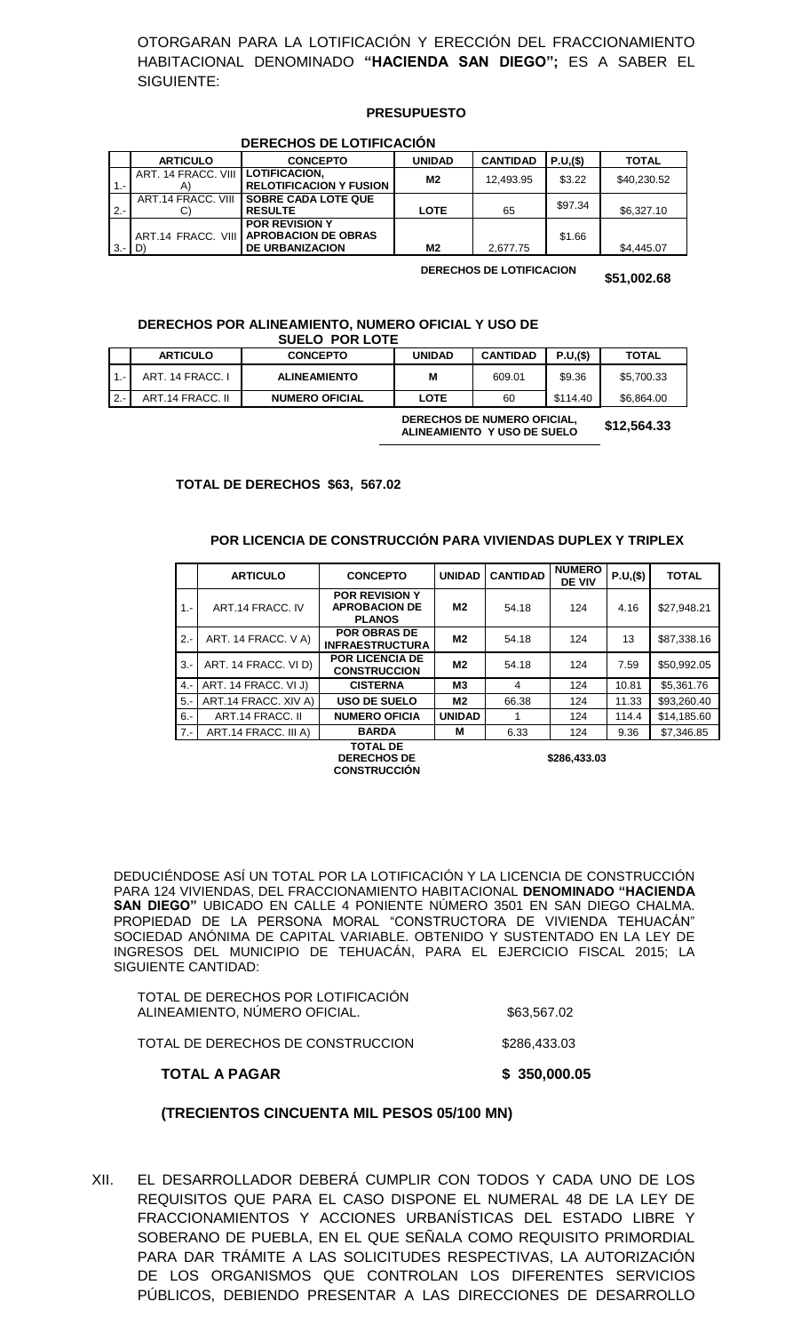OTORGARAN PARA LA LOTIFICACIÓN Y ERECCIÓN DEL FRACCIONAMIENTO HABITACIONAL DENOMINADO **"HACIENDA SAN DIEGO";** ES A SABER EL SIGUIENTE:

**PRESUPUESTO**

**DERECHOS DE LOTIFICACIÓN**

| | ARTICULO | CONCEPTO | UNIDAD | CANTIDAD | P.U.($) | TOTAL |
|---|---|---|---|---|---|---|
| 1.- | ART. 14 FRACC. VIII A) | LOTIFICACION, RELOTIFICACION Y FUSION | M2 | 12,493.95 | $3.22 | $40,230.52 |
| 2.- | ART.14 FRACC. VIII C) | SOBRE CADA LOTE QUE RESULTE | LOTE | 65 | $97.34 | $6,327.10 |
| 3.- | ART.14 FRACC. VIII D) | POR REVISION Y APROBACION DE OBRAS DE URBANIZACION | M2 | 2,677.75 | $1.66 | $4,445.07 |
| | | | | DERECHOS DE LOTIFICACION | | $51,002.68 |

**DERECHOS POR ALINEAMIENTO, NUMERO OFICIAL Y USO DE SUELO POR LOTE**

| | ARTICULO | CONCEPTO | UNIDAD | CANTIDAD | P.U.($) | TOTAL |
|---|---|---|---|---|---|---|
| 1.- | ART. 14 FRACC. I | ALINEAMIENTO | M | 609.01 | $9.36 | $5,700.33 |
| 2.- | ART.14 FRACC. II | NUMERO OFICIAL | LOTE | 60 | $114.40 | $6,864.00 |
| | | | | DERECHOS DE NUMERO OFICIAL, ALINEAMIENTO Y USO DE SUELO | | $12,564.33 |

**TOTAL DE DERECHOS $63, 567.02**

**POR LICENCIA DE CONSTRUCCIÓN PARA VIVIENDAS DUPLEX Y TRIPLEX**

| | ARTICULO | CONCEPTO | UNIDAD | CANTIDAD | NUMERO DE VIV | P.U.($) | TOTAL |
|---|---|---|---|---|---|---|---|
| 1.- | ART.14 FRACC. IV | POR REVISION Y APROBACION DE PLANOS | M2 | 54.18 | 124 | 4.16 | $27,948.21 |
| 2.- | ART. 14 FRACC. V A) | POR OBRAS DE INFRAESTRUCTURA | M2 | 54.18 | 124 | 13 | $87,338.16 |
| 3.- | ART. 14 FRACC. VI D) | POR LICENCIA DE CONSTRUCCION | M2 | 54.18 | 124 | 7.59 | $50,992.05 |
| 4.- | ART. 14 FRACC. VI J) | CISTERNA | M3 | 4 | 124 | 10.81 | $5,361.76 |
| 5.- | ART.14 FRACC. XIV A) | USO DE SUELO | M2 | 66.38 | 124 | 11.33 | $93,260.40 |
| 6.- | ART.14 FRACC. II | NUMERO OFICIA | UNIDAD | 1 | 124 | 114.4 | $14,185.60 |
| 7.- | ART.14 FRACC. III A) | BARDA | M | 6.33 | 124 | 9.36 | $7,346.85 |
| | | TOTAL DE DERECHOS DE CONSTRUCCIÓN | | | $286,433.03 | | |

DEDUCIÉNDOSE ASÍ UN TOTAL POR LA LOTIFICACIÓN Y LA LICENCIA DE CONSTRUCCIÓN PARA 124 VIVIENDAS, DEL FRACCIONAMIENTO HABITACIONAL **DENOMINADO "HACIENDA SAN DIEGO"** UBICADO EN CALLE 4 PONIENTE NÚMERO 3501 EN SAN DIEGO CHALMA. PROPIEDAD DE LA PERSONA MORAL "CONSTRUCTORA DE VIVIENDA TEHUACÁN" SOCIEDAD ANÓNIMA DE CAPITAL VARIABLE. OBTENIDO Y SUSTENTADO EN LA LEY DE INGRESOS DEL MUNICIPIO DE TEHUACÁN, PARA EL EJERCICIO FISCAL 2015; LA SIGUIENTE CANTIDAD:

| | |
|---|---|
| TOTAL DE DERECHOS POR LOTIFICACIÓN ALINEAMIENTO, NÚMERO OFICIAL. | $63,567.02 |
| TOTAL DE DERECHOS DE CONSTRUCCION | $286,433.03 |
| **TOTAL A PAGAR** | **$ 350,000.05** |

**(TRECIENTOS CINCUENTA MIL PESOS 05/100 MN)**

XII. EL DESARROLLADOR DEBERÁ CUMPLIR CON TODOS Y CADA UNO DE LOS REQUISITOS QUE PARA EL CASO DISPONE EL NUMERAL 48 DE LA LEY DE FRACCIONAMIENTOS Y ACCIONES URBANÍSTICAS DEL ESTADO LIBRE Y SOBERANO DE PUEBLA, EN EL QUE SEÑALA COMO REQUISITO PRIMORDIAL PARA DAR TRÁMITE A LAS SOLICITUDES RESPECTIVAS, LA AUTORIZACIÓN DE LOS ORGANISMOS QUE CONTROLAN LOS DIFERENTES SERVICIOS PÚBLICOS, DEBIENDO PRESENTAR A LAS DIRECCIONES DE DESARROLLO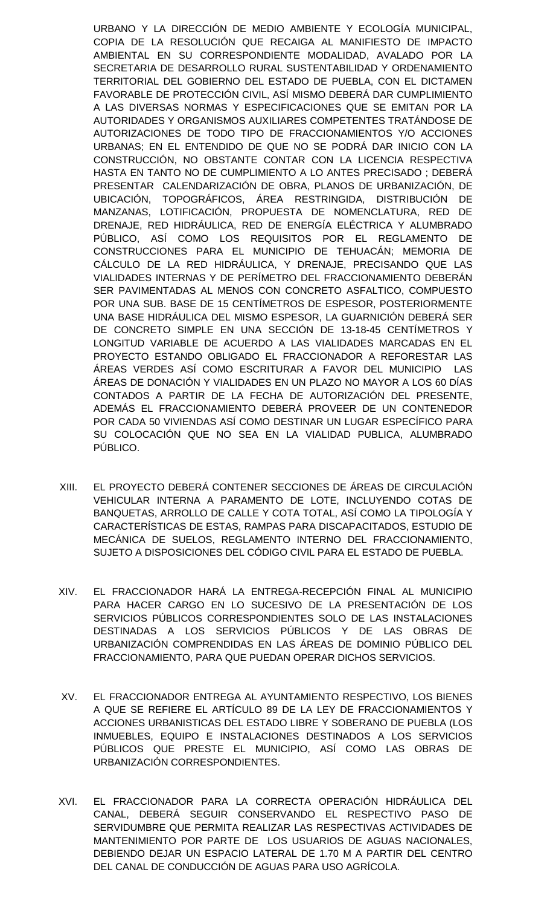URBANO Y LA DIRECCIÓN DE MEDIO AMBIENTE Y ECOLOGÍA MUNICIPAL, COPIA DE LA RESOLUCIÓN QUE RECAIGA AL MANIFIESTO DE IMPACTO AMBIENTAL EN SU CORRESPONDIENTE MODALIDAD, AVALADO POR LA SECRETARIA DE DESARROLLO RURAL SUSTENTABILIDAD Y ORDENAMIENTO TERRITORIAL DEL GOBIERNO DEL ESTADO DE PUEBLA, CON EL DICTAMEN FAVORABLE DE PROTECCIÓN CIVIL, ASÍ MISMO DEBERÁ DAR CUMPLIMIENTO A LAS DIVERSAS NORMAS Y ESPECIFICACIONES QUE SE EMITAN POR LA AUTORIDADES Y ORGANISMOS AUXILIARES COMPETENTES TRATÁNDOSE DE AUTORIZACIONES DE TODO TIPO DE FRACCIONAMIENTOS Y/O ACCIONES URBANAS; EN EL ENTENDIDO DE QUE NO SE PODRÁ DAR INICIO CON LA CONSTRUCCIÓN, NO OBSTANTE CONTAR CON LA LICENCIA RESPECTIVA HASTA EN TANTO NO DE CUMPLIMIENTO A LO ANTES PRECISADO ; DEBERÁ PRESENTAR CALENDARIZACIÓN DE OBRA, PLANOS DE URBANIZACIÓN, DE UBICACIÓN, TOPOGRÁFICOS, ÁREA RESTRINGIDA, DISTRIBUCIÓN DE MANZANAS, LOTIFICACIÓN, PROPUESTA DE NOMENCLATURA, RED DE DRENAJE, RED HIDRÁULICA, RED DE ENERGÍA ELÉCTRICA Y ALUMBRADO PÚBLICO, ASÍ COMO LOS REQUISITOS POR EL REGLAMENTO DE CONSTRUCCIONES PARA EL MUNICIPIO DE TEHUACÁN; MEMORIA DE CÁLCULO DE LA RED HIDRÁULICA, Y DRENAJE, PRECISANDO QUE LAS VIALIDADES INTERNAS Y DE PERÍMETRO DEL FRACCIONAMIENTO DEBERÁN SER PAVIMENTADAS AL MENOS CON CONCRETO ASFALTICO, COMPUESTO POR UNA SUB. BASE DE 15 CENTÍMETROS DE ESPESOR, POSTERIORMENTE UNA BASE HIDRÁULICA DEL MISMO ESPESOR, LA GUARNICIÓN DEBERÁ SER DE CONCRETO SIMPLE EN UNA SECCIÓN DE 13-18-45 CENTÍMETROS Y LONGITUD VARIABLE DE ACUERDO A LAS VIALIDADES MARCADAS EN EL PROYECTO ESTANDO OBLIGADO EL FRACCIONADOR A REFORESTAR LAS ÁREAS VERDES ASÍ COMO ESCRITURAR A FAVOR DEL MUNICIPIO LAS ÁREAS DE DONACIÓN Y VIALIDADES EN UN PLAZO NO MAYOR A LOS 60 DÍAS CONTADOS A PARTIR DE LA FECHA DE AUTORIZACIÓN DEL PRESENTE, ADEMÁS EL FRACCIONAMIENTO DEBERÁ PROVEER DE UN CONTENEDOR POR CADA 50 VIVIENDAS ASÍ COMO DESTINAR UN LUGAR ESPECÍFICO PARA SU COLOCACIÓN QUE NO SEA EN LA VIALIDAD PUBLICA, ALUMBRADO PÚBLICO.

XIII. EL PROYECTO DEBERÁ CONTENER SECCIONES DE ÁREAS DE CIRCULACIÓN VEHICULAR INTERNA A PARAMENTO DE LOTE, INCLUYENDO COTAS DE BANQUETAS, ARROLLO DE CALLE Y COTA TOTAL, ASÍ COMO LA TIPOLOGÍA Y CARACTERÍSTICAS DE ESTAS, RAMPAS PARA DISCAPACITADOS, ESTUDIO DE MECÁNICA DE SUELOS, REGLAMENTO INTERNO DEL FRACCIONAMIENTO, SUJETO A DISPOSICIONES DEL CÓDIGO CIVIL PARA EL ESTADO DE PUEBLA.

XIV. EL FRACCIONADOR HARÁ LA ENTREGA-RECEPCIÓN FINAL AL MUNICIPIO PARA HACER CARGO EN LO SUCESIVO DE LA PRESENTACIÓN DE LOS SERVICIOS PÚBLICOS CORRESPONDIENTES SOLO DE LAS INSTALACIONES DESTINADAS A LOS SERVICIOS PÚBLICOS Y DE LAS OBRAS DE URBANIZACIÓN COMPRENDIDAS EN LAS ÁREAS DE DOMINIO PÚBLICO DEL FRACCIONAMIENTO, PARA QUE PUEDAN OPERAR DICHOS SERVICIOS.

XV. EL FRACCIONADOR ENTREGA AL AYUNTAMIENTO RESPECTIVO, LOS BIENES A QUE SE REFIERE EL ARTÍCULO 89 DE LA LEY DE FRACCIONAMIENTOS Y ACCIONES URBANISTICAS DEL ESTADO LIBRE Y SOBERANO DE PUEBLA (LOS INMUEBLES, EQUIPO E INSTALACIONES DESTINADOS A LOS SERVICIOS PÚBLICOS QUE PRESTE EL MUNICIPIO, ASÍ COMO LAS OBRAS DE URBANIZACIÓN CORRESPONDIENTES.

XVI. EL FRACCIONADOR PARA LA CORRECTA OPERACIÓN HIDRÁULICA DEL CANAL, DEBERÁ SEGUIR CONSERVANDO EL RESPECTIVO PASO DE SERVIDUMBRE QUE PERMITA REALIZAR LAS RESPECTIVAS ACTIVIDADES DE MANTENIMIENTO POR PARTE DE LOS USUARIOS DE AGUAS NACIONALES, DEBIENDO DEJAR UN ESPACIO LATERAL DE 1.70 M A PARTIR DEL CENTRO DEL CANAL DE CONDUCCIÓN DE AGUAS PARA USO AGRÍCOLA.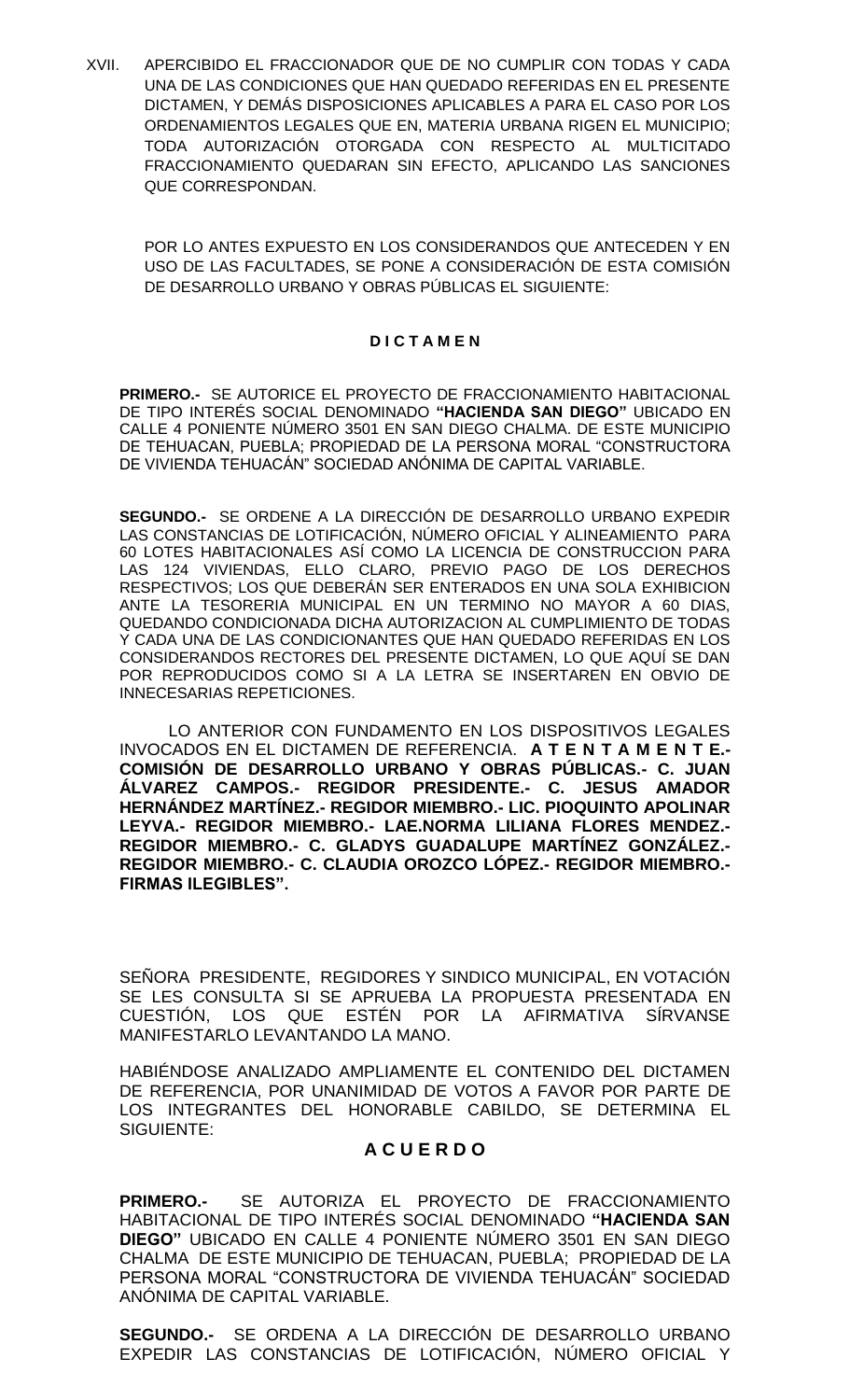XVII. APERCIBIDO EL FRACCIONADOR QUE DE NO CUMPLIR CON TODAS Y CADA UNA DE LAS CONDICIONES QUE HAN QUEDADO REFERIDAS EN EL PRESENTE DICTAMEN, Y DEMÁS DISPOSICIONES APLICABLES A PARA EL CASO POR LOS ORDENAMIENTOS LEGALES QUE EN, MATERIA URBANA RIGEN EL MUNICIPIO; TODA AUTORIZACIÓN OTORGADA CON RESPECTO AL MULTICITADO FRACCIONAMIENTO QUEDARAN SIN EFECTO, APLICANDO LAS SANCIONES QUE CORRESPONDAN.

POR LO ANTES EXPUESTO EN LOS CONSIDERANDOS QUE ANTECEDEN Y EN USO DE LAS FACULTADES, SE PONE A CONSIDERACIÓN DE ESTA COMISIÓN DE DESARROLLO URBANO Y OBRAS PÚBLICAS EL SIGUIENTE:

**D I C T A M E N**

**PRIMERO.-** SE AUTORICE EL PROYECTO DE FRACCIONAMIENTO HABITACIONAL DE TIPO INTERÉS SOCIAL DENOMINADO **"HACIENDA SAN DIEGO"** UBICADO EN CALLE 4 PONIENTE NÚMERO 3501 EN SAN DIEGO CHALMA. DE ESTE MUNICIPIO DE TEHUACAN, PUEBLA; PROPIEDAD DE LA PERSONA MORAL "CONSTRUCTORA DE VIVIENDA TEHUACÁN" SOCIEDAD ANÓNIMA DE CAPITAL VARIABLE.

**SEGUNDO.-** SE ORDENE A LA DIRECCIÓN DE DESARROLLO URBANO EXPEDIR LAS CONSTANCIAS DE LOTIFICACIÓN, NÚMERO OFICIAL Y ALINEAMIENTO PARA 60 LOTES HABITACIONALES ASÍ COMO LA LICENCIA DE CONSTRUCCION PARA LAS 124 VIVIENDAS, ELLO CLARO, PREVIO PAGO DE LOS DERECHOS RESPECTIVOS; LOS QUE DEBERÁN SER ENTERADOS EN UNA SOLA EXHIBICION ANTE LA TESORERIA MUNICIPAL EN UN TERMINO NO MAYOR A 60 DIAS, QUEDANDO CONDICIONADA DICHA AUTORIZACION AL CUMPLIMIENTO DE TODAS Y CADA UNA DE LAS CONDICIONANTES QUE HAN QUEDADO REFERIDAS EN LOS CONSIDERANDOS RECTORES DEL PRESENTE DICTAMEN, LO QUE AQUÍ SE DAN POR REPRODUCIDOS COMO SI A LA LETRA SE INSERTAREN EN OBVIO DE INNECESARIAS REPETICIONES.

LO ANTERIOR CON FUNDAMENTO EN LOS DISPOSITIVOS LEGALES INVOCADOS EN EL DICTAMEN DE REFERENCIA. **A T E N T A M E N T E.- COMISIÓN DE DESARROLLO URBANO Y OBRAS PÚBLICAS.- C. JUAN ÁLVAREZ CAMPOS.- REGIDOR PRESIDENTE.- C. JESUS AMADOR HERNÁNDEZ MARTÍNEZ.- REGIDOR MIEMBRO.- LIC. PIOQUINTO APOLINAR LEYVA.- REGIDOR MIEMBRO.- LAE.NORMA LILIANA FLORES MENDEZ.- REGIDOR MIEMBRO.- C. GLADYS GUADALUPE MARTÍNEZ GONZÁLEZ.- REGIDOR MIEMBRO.- C. CLAUDIA OROZCO LÓPEZ.- REGIDOR MIEMBRO.- FIRMAS ILEGIBLES".**

SEÑORA PRESIDENTE, REGIDORES Y SINDICO MUNICIPAL, EN VOTACIÓN SE LES CONSULTA SI SE APRUEBA LA PROPUESTA PRESENTADA EN CUESTIÓN, LOS QUE ESTÉN POR LA AFIRMATIVA SÍRVANSE MANIFESTARLO LEVANTANDO LA MANO.

HABIÉNDOSE ANALIZADO AMPLIAMENTE EL CONTENIDO DEL DICTAMEN DE REFERENCIA, POR UNANIMIDAD DE VOTOS A FAVOR POR PARTE DE LOS INTEGRANTES DEL HONORABLE CABILDO, SE DETERMINA EL SIGUIENTE:

**A C U E R D O**

**PRIMERO.-** SE AUTORIZA EL PROYECTO DE FRACCIONAMIENTO HABITACIONAL DE TIPO INTERÉS SOCIAL DENOMINADO **"HACIENDA SAN DIEGO"** UBICADO EN CALLE 4 PONIENTE NÚMERO 3501 EN SAN DIEGO CHALMA DE ESTE MUNICIPIO DE TEHUACAN, PUEBLA; PROPIEDAD DE LA PERSONA MORAL "CONSTRUCTORA DE VIVIENDA TEHUACÁN" SOCIEDAD ANÓNIMA DE CAPITAL VARIABLE.

**SEGUNDO.-** SE ORDENA A LA DIRECCIÓN DE DESARROLLO URBANO EXPEDIR LAS CONSTANCIAS DE LOTIFICACIÓN, NÚMERO OFICIAL Y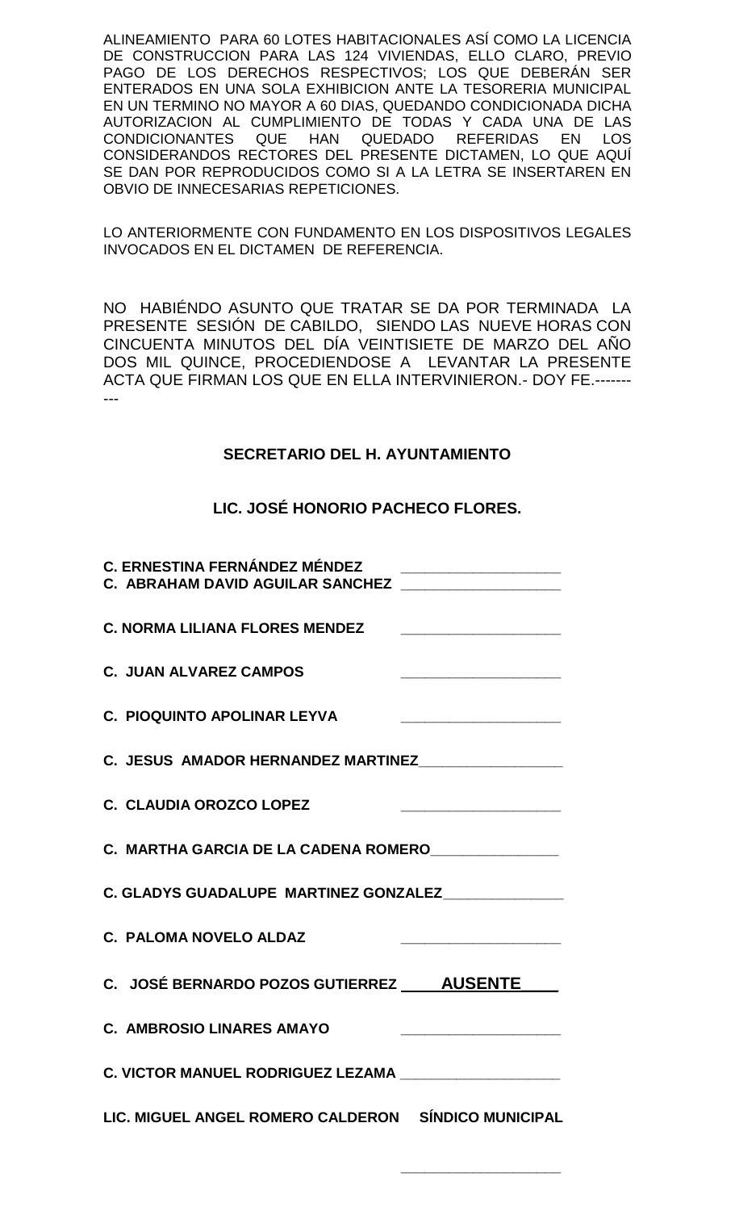ALINEAMIENTO PARA 60 LOTES HABITACIONALES ASÍ COMO LA LICENCIA DE CONSTRUCCION PARA LAS 124 VIVIENDAS, ELLO CLARO, PREVIO PAGO DE LOS DERECHOS RESPECTIVOS; LOS QUE DEBERÁN SER ENTERADOS EN UNA SOLA EXHIBICION ANTE LA TESORERIA MUNICIPAL EN UN TERMINO NO MAYOR A 60 DIAS, QUEDANDO CONDICIONADA DICHA AUTORIZACION AL CUMPLIMIENTO DE TODAS Y CADA UNA DE LAS CONDICIONANTES QUE HAN QUEDADO REFERIDAS EN LOS CONSIDERANDOS RECTORES DEL PRESENTE DICTAMEN, LO QUE AQUÍ SE DAN POR REPRODUCIDOS COMO SI A LA LETRA SE INSERTAREN EN OBVIO DE INNECESARIAS REPETICIONES.

LO ANTERIORMENTE CON FUNDAMENTO EN LOS DISPOSITIVOS LEGALES INVOCADOS EN EL DICTAMEN DE REFERENCIA.

NO HABIÉNDO ASUNTO QUE TRATAR SE DA POR TERMINADA LA PRESENTE SESIÓN DE CABILDO, SIENDO LAS NUEVE HORAS CON CINCUENTA MINUTOS DEL DÍA VEINTISIETE DE MARZO DEL AÑO DOS MIL QUINCE, PROCEDIENDOSE A LEVANTAR LA PRESENTE ACTA QUE FIRMAN LOS QUE EN ELLA INTERVINIERON.- DOY FE.----------

**SECRETARIO DEL H. AYUNTAMIENTO**

**LIC. JOSÉ HONORIO PACHECO FLORES.**

**C. ERNESTINA FERNÁNDEZ MÉNDEZ** ___________________
**C. ABRAHAM DAVID AGUILAR SANCHEZ** ___________________

**C. NORMA LILIANA FLORES MENDEZ** ___________________

**C. JUAN ALVAREZ CAMPOS** ___________________

**C. PIOQUINTO APOLINAR LEYVA** ___________________

**C. JESUS AMADOR HERNANDEZ MARTINEZ** _________________

**C. CLAUDIA OROZCO LOPEZ** ___________________

**C. MARTHA GARCIA DE LA CADENA ROMERO** _______________

**C. GLADYS GUADALUPE MARTINEZ GONZALEZ** ______________

**C. PALOMA NOVELO ALDAZ** ___________________

**C. JOSÉ BERNARDO POZOS GUTIERREZ** **AUSENTE**

**C. AMBROSIO LINARES AMAYO** ___________________

**C. VICTOR MANUEL RODRIGUEZ LEZAMA** ___________________

**LIC. MIGUEL ANGEL ROMERO CALDERON SÍNDICO MUNICIPAL**

___________________